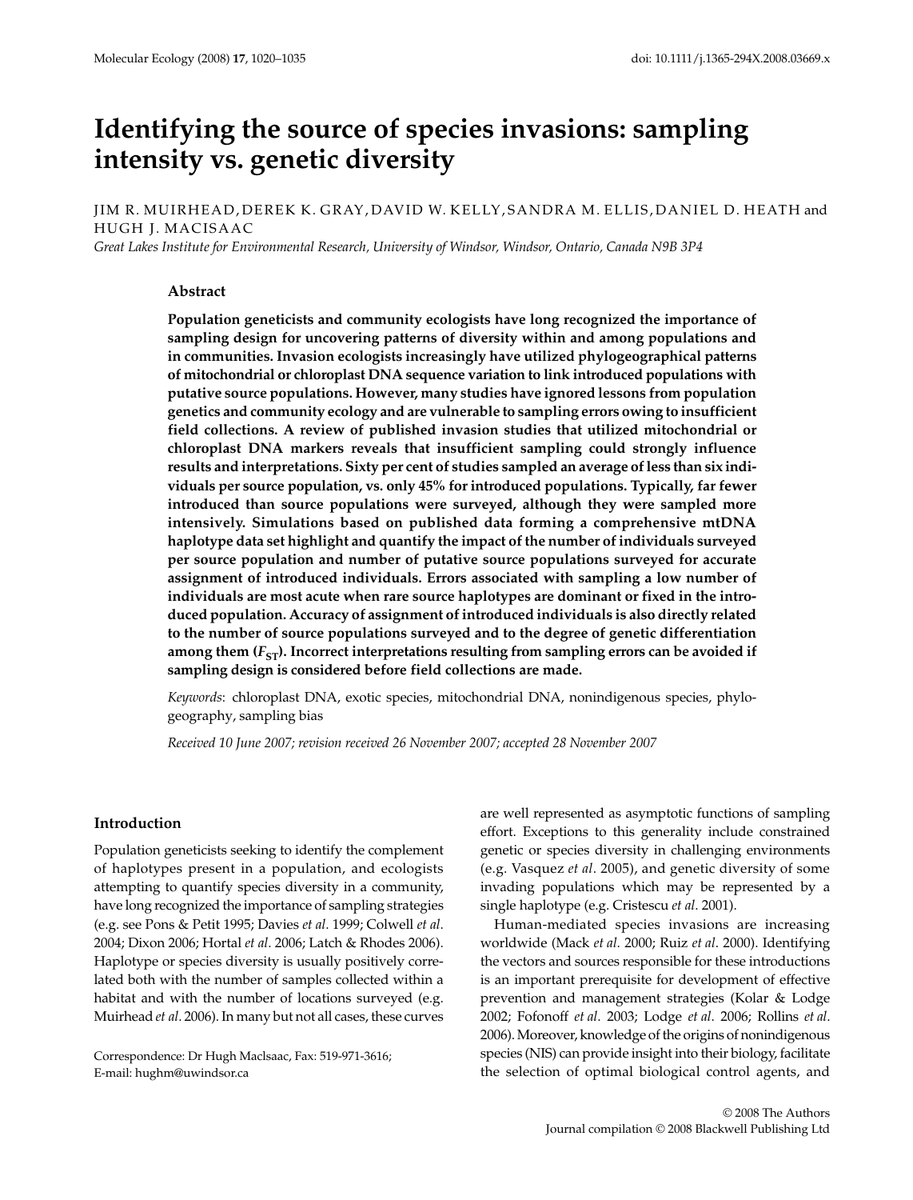# Identifying the source of species invasions: sampling intensity vs. genetic diversity

JIM R. MUIRHEAD, DEREK K. GRAY, DAVID W. KELLY, SANDRA M. ELLIS, DANIEL D. HEATH and HUGH J. MACISAAC

*Great Lakes Institute for Environmental Research, University of Windsor, Windsor, Ontario, Canada N9B 3P4*

## Abstract

**Population geneticists and community ecologists have long recognized the importance of sampling design for uncovering patterns of diversity within and among populations and in communities. Invasion ecologists increasingly have utilized phylogeographical patterns of mitochondrial or chloroplast DNA sequence variation to link introduced populations with putative source populations. However, many studies have ignored lessons from population genetics and community ecology and are vulnerable to sampling errors owing to insufficient field collections. A review of published invasion studies that utilized mitochondrial or chloroplast DNA markers reveals that insufficient sampling could strongly influence results and interpretations. Sixty per cent of studies sampled an average of less than six individuals per source population, vs. only 45% for introduced populations. Typically, far fewer introduced than source populations were surveyed, although they were sampled more intensively. Simulations based on published data forming a comprehensive mtDNA haplotype data set highlight and quantify the impact of the number of individuals surveyed per source population and number of putative source populations surveyed for accurate assignment of introduced individuals. Errors associated with sampling a low number of individuals are most acute when rare source haplotypes are dominant or fixed in the introduced population. Accuracy of assignment of introduced individuals is also directly related to the number of source populations surveyed and to the degree of genetic differentiation among them ($F_{ST}$). Incorrect interpretations resulting from sampling errors can be avoided if sampling design is considered before field collections are made.**

*Keywords*: chloroplast DNA, exotic species, mitochondrial DNA, nonindigenous species, phylogeography, sampling bias

*Received 10 June 2007; revision received 26 November 2007; accepted 28 November 2007*

## Introduction

Population geneticists seeking to identify the complement of haplotypes present in a population, and ecologists attempting to quantify species diversity in a community, have long recognized the importance of sampling strategies (e.g. see Pons & Petit 1995; Davies *et al*. 1999; Colwell *et al*. 2004; Dixon 2006; Hortal *et al*. 2006; Latch & Rhodes 2006). Haplotype or species diversity is usually positively correlated both with the number of samples collected within a habitat and with the number of locations surveyed (e.g. Muirhead *et al*. 2006). In many but not all cases, these curves are well represented as asymptotic functions of sampling effort. Exceptions to this generality include constrained genetic or species diversity in challenging environments (e.g. Vasquez *et al*. 2005), and genetic diversity of some invading populations which may be represented by a single haplotype (e.g. Cristescu *et al*. 2001).

Human-mediated species invasions are increasing worldwide (Mack *et al*. 2000; Ruiz *et al*. 2000). Identifying the vectors and sources responsible for these introductions is an important prerequisite for development of effective prevention and management strategies (Kolar & Lodge 2002; Fofonoff *et al*. 2003; Lodge *et al*. 2006; Rollins *et al*. 2006). Moreover, knowledge of the origins of nonindigenous species (NIS) can provide insight into their biology, facilitate the selection of optimal biological control agents, and

Correspondence: Dr Hugh MacIsaac, Fax: 519-971-3616; E-mail: hughm@uwindsor.ca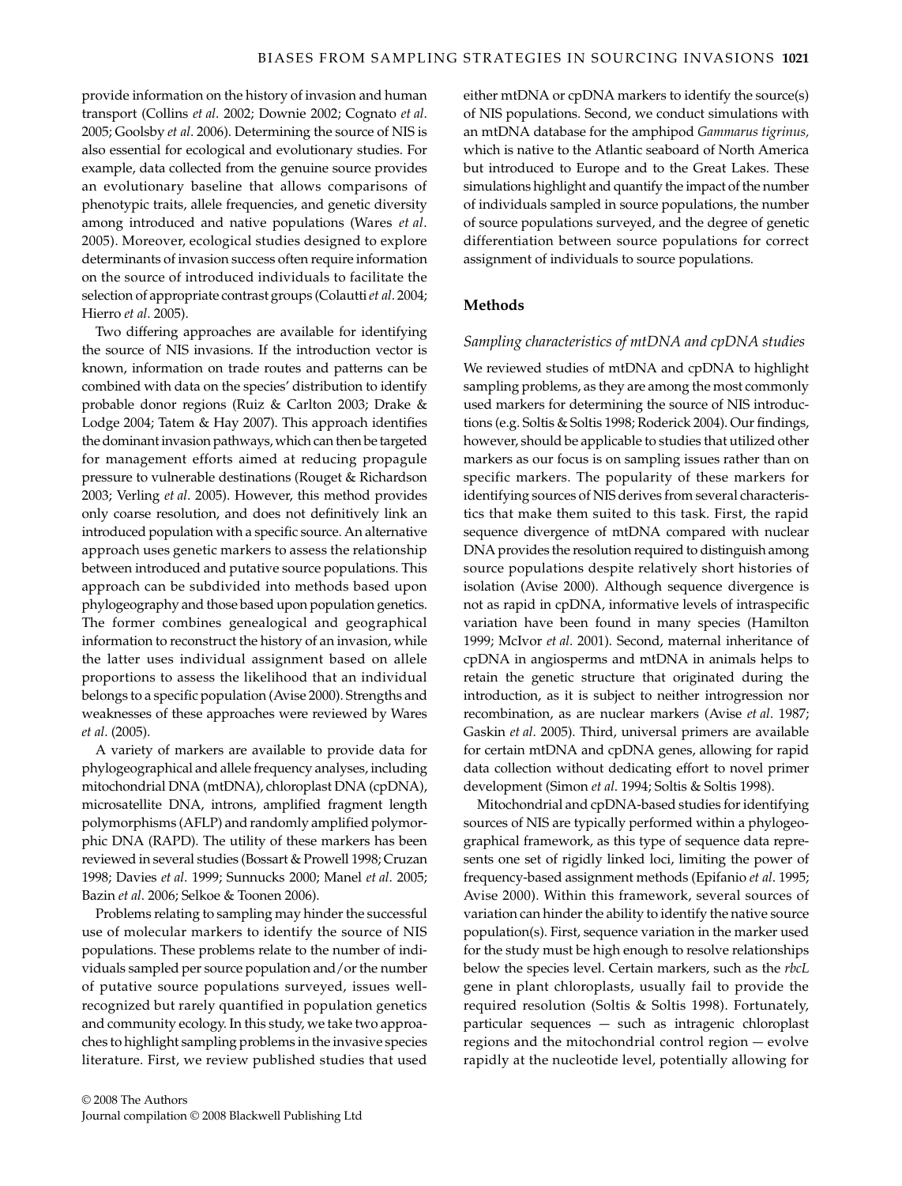provide information on the history of invasion and human transport (Collins *et al*. 2002; Downie 2002; Cognato *et al*. 2005; Goolsby *et al*. 2006). Determining the source of NIS is also essential for ecological and evolutionary studies. For example, data collected from the genuine source provides an evolutionary baseline that allows comparisons of phenotypic traits, allele frequencies, and genetic diversity among introduced and native populations (Wares *et al*. 2005). Moreover, ecological studies designed to explore determinants of invasion success often require information on the source of introduced individuals to facilitate the selection of appropriate contrast groups (Colautti *et al*. 2004; Hierro *et al*. 2005).

Two differing approaches are available for identifying the source of NIS invasions. If the introduction vector is known, information on trade routes and patterns can be combined with data on the species' distribution to identify probable donor regions (Ruiz & Carlton 2003; Drake & Lodge 2004; Tatem & Hay 2007). This approach identifies the dominant invasion pathways, which can then be targeted for management efforts aimed at reducing propagule pressure to vulnerable destinations (Rouget & Richardson 2003; Verling *et al*. 2005). However, this method provides only coarse resolution, and does not definitively link an introduced population with a specific source. An alternative approach uses genetic markers to assess the relationship between introduced and putative source populations. This approach can be subdivided into methods based upon phylogeography and those based upon population genetics. The former combines genealogical and geographical information to reconstruct the history of an invasion, while the latter uses individual assignment based on allele proportions to assess the likelihood that an individual belongs to a specific population (Avise 2000). Strengths and weaknesses of these approaches were reviewed by Wares *et al*. (2005).

A variety of markers are available to provide data for phylogeographical and allele frequency analyses, including mitochondrial DNA (mtDNA), chloroplast DNA (cpDNA), microsatellite DNA, introns, amplified fragment length polymorphisms (AFLP) and randomly amplified polymorphic DNA (RAPD). The utility of these markers has been reviewed in several studies (Bossart & Prowell 1998; Cruzan 1998; Davies *et al*. 1999; Sunnucks 2000; Manel *et al*. 2005; Bazin *et al*. 2006; Selkoe & Toonen 2006).

Problems relating to sampling may hinder the successful use of molecular markers to identify the source of NIS populations. These problems relate to the number of individuals sampled per source population and/or the number of putative source populations surveyed, issues well-recognized but rarely quantified in population genetics and community ecology. In this study, we take two approaches to highlight sampling problems in the invasive species literature. First, we review published studies that used either mtDNA or cpDNA markers to identify the source(s) of NIS populations. Second, we conduct simulations with an mtDNA database for the amphipod *Gammarus tigrinus*, which is native to the Atlantic seaboard of North America but introduced to Europe and to the Great Lakes. These simulations highlight and quantify the impact of the number of individuals sampled in source populations, the number of source populations surveyed, and the degree of genetic differentiation between source populations for correct assignment of individuals to source populations.

## Methods

### *Sampling characteristics of mtDNA and cpDNA studies*

We reviewed studies of mtDNA and cpDNA to highlight sampling problems, as they are among the most commonly used markers for determining the source of NIS introductions (e.g. Soltis & Soltis 1998; Roderick 2004). Our findings, however, should be applicable to studies that utilized other markers as our focus is on sampling issues rather than on specific markers. The popularity of these markers for identifying sources of NIS derives from several characteristics that make them suited to this task. First, the rapid sequence divergence of mtDNA compared with nuclear DNA provides the resolution required to distinguish among source populations despite relatively short histories of isolation (Avise 2000). Although sequence divergence is not as rapid in cpDNA, informative levels of intraspecific variation have been found in many species (Hamilton 1999; McIvor *et al*. 2001). Second, maternal inheritance of cpDNA in angiosperms and mtDNA in animals helps to retain the genetic structure that originated during the introduction, as it is subject to neither introgression nor recombination, as are nuclear markers (Avise *et al*. 1987; Gaskin *et al*. 2005). Third, universal primers are available for certain mtDNA and cpDNA genes, allowing for rapid data collection without dedicating effort to novel primer development (Simon *et al*. 1994; Soltis & Soltis 1998).

Mitochondrial and cpDNA-based studies for identifying sources of NIS are typically performed within a phylogeographical framework, as this type of sequence data represents one set of rigidly linked loci, limiting the power of frequency-based assignment methods (Epifanio *et al*. 1995; Avise 2000). Within this framework, several sources of variation can hinder the ability to identify the native source population(s). First, sequence variation in the marker used for the study must be high enough to resolve relationships below the species level. Certain markers, such as the *rbcL* gene in plant chloroplasts, usually fail to provide the required resolution (Soltis & Soltis 1998). Fortunately, particular sequences — such as intragenic chloroplast regions and the mitochondrial control region — evolve rapidly at the nucleotide level, potentially allowing for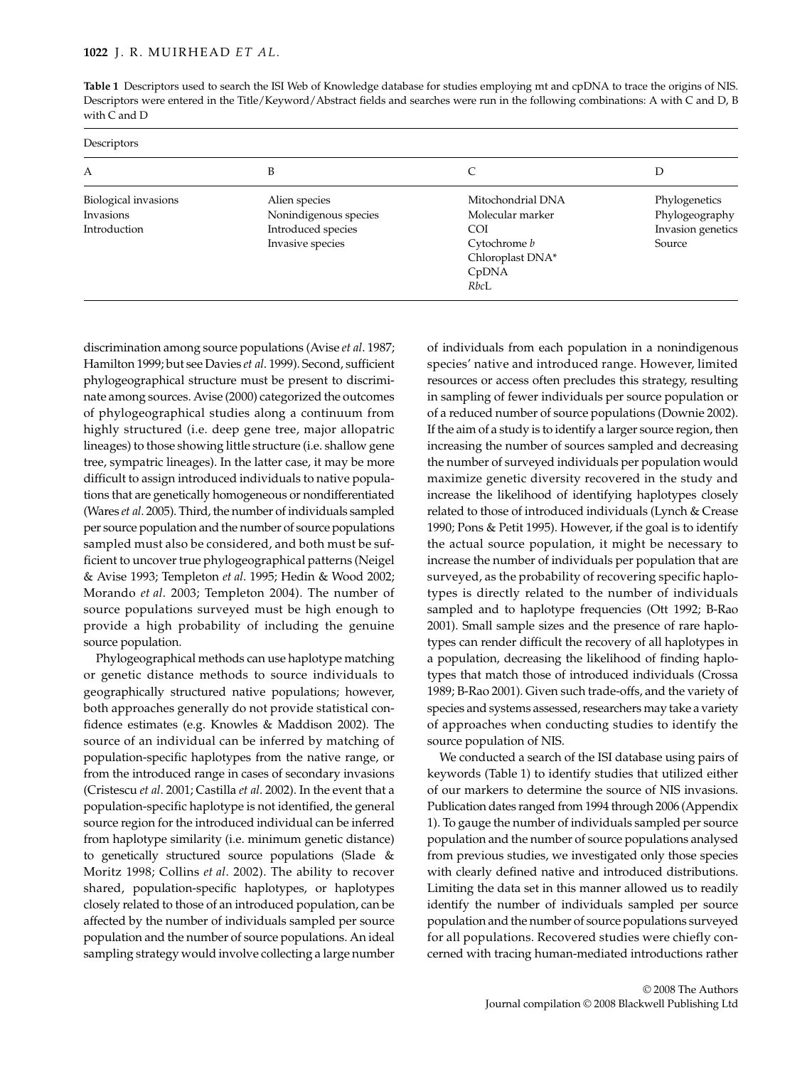**Table 1** Descriptors used to search the ISI Web of Knowledge database for studies employing mt and cpDNA to trace the origins of NIS. Descriptors were entered in the Title/Keyword/Abstract fields and searches were run in the following combinations: A with C and D, B with C and D

| Descriptors | | | |
|---|---|---|---|
| A | B | C | D |
| Biological invasions | Alien species | Mitochondrial DNA | Phylogenetics |
| Invasions | Nonindigenous species | Molecular marker | Phylogeography |
| Introduction | Introduced species | COI | Invasion genetics |
| | Invasive species | Cytochrome *b* | Source |
| | | Chloroplast DNA* | |
| | | CpDNA | |
| | | *Rbc*L | |

discrimination among source populations (Avise *et al*. 1987; Hamilton 1999; but see Davies *et al*. 1999). Second, sufficient phylogeographical structure must be present to discriminate among sources. Avise (2000) categorized the outcomes of phylogeographical studies along a continuum from highly structured (i.e. deep gene tree, major allopatric lineages) to those showing little structure (i.e. shallow gene tree, sympatric lineages). In the latter case, it may be more difficult to assign introduced individuals to native populations that are genetically homogeneous or nondifferentiated (Wares *et al*. 2005). Third, the number of individuals sampled per source population and the number of source populations sampled must also be considered, and both must be sufficient to uncover true phylogeographical patterns (Neigel & Avise 1993; Templeton *et al*. 1995; Hedin & Wood 2002; Morando *et al*. 2003; Templeton 2004). The number of source populations surveyed must be high enough to provide a high probability of including the genuine source population.

Phylogeographical methods can use haplotype matching or genetic distance methods to source individuals to geographically structured native populations; however, both approaches generally do not provide statistical confidence estimates (e.g. Knowles & Maddison 2002). The source of an individual can be inferred by matching of population-specific haplotypes from the native range, or from the introduced range in cases of secondary invasions (Cristescu *et al*. 2001; Castilla *et al*. 2002). In the event that a population-specific haplotype is not identified, the general source region for the introduced individual can be inferred from haplotype similarity (i.e. minimum genetic distance) to genetically structured source populations (Slade & Moritz 1998; Collins *et al*. 2002). The ability to recover shared, population-specific haplotypes, or haplotypes closely related to those of an introduced population, can be affected by the number of individuals sampled per source population and the number of source populations. An ideal sampling strategy would involve collecting a large number of individuals from each population in a nonindigenous species' native and introduced range. However, limited resources or access often precludes this strategy, resulting in sampling of fewer individuals per source population or of a reduced number of source populations (Downie 2002). If the aim of a study is to identify a larger source region, then increasing the number of sources sampled and decreasing the number of surveyed individuals per population would maximize genetic diversity recovered in the study and increase the likelihood of identifying haplotypes closely related to those of introduced individuals (Lynch & Crease 1990; Pons & Petit 1995). However, if the goal is to identify the actual source population, it might be necessary to increase the number of individuals per population that are surveyed, as the probability of recovering specific haplotypes is directly related to the number of individuals sampled and to haplotype frequencies (Ott 1992; B-Rao 2001). Small sample sizes and the presence of rare haplotypes can render difficult the recovery of all haplotypes in a population, decreasing the likelihood of finding haplotypes that match those of introduced individuals (Crossa 1989; B-Rao 2001). Given such trade-offs, and the variety of species and systems assessed, researchers may take a variety of approaches when conducting studies to identify the source population of NIS.

We conducted a search of the ISI database using pairs of keywords (Table 1) to identify studies that utilized either of our markers to determine the source of NIS invasions. Publication dates ranged from 1994 through 2006 (Appendix 1). To gauge the number of individuals sampled per source population and the number of source populations analysed from previous studies, we investigated only those species with clearly defined native and introduced distributions. Limiting the data set in this manner allowed us to readily identify the number of individuals sampled per source population and the number of source populations surveyed for all populations. Recovered studies were chiefly concerned with tracing human-mediated introductions rather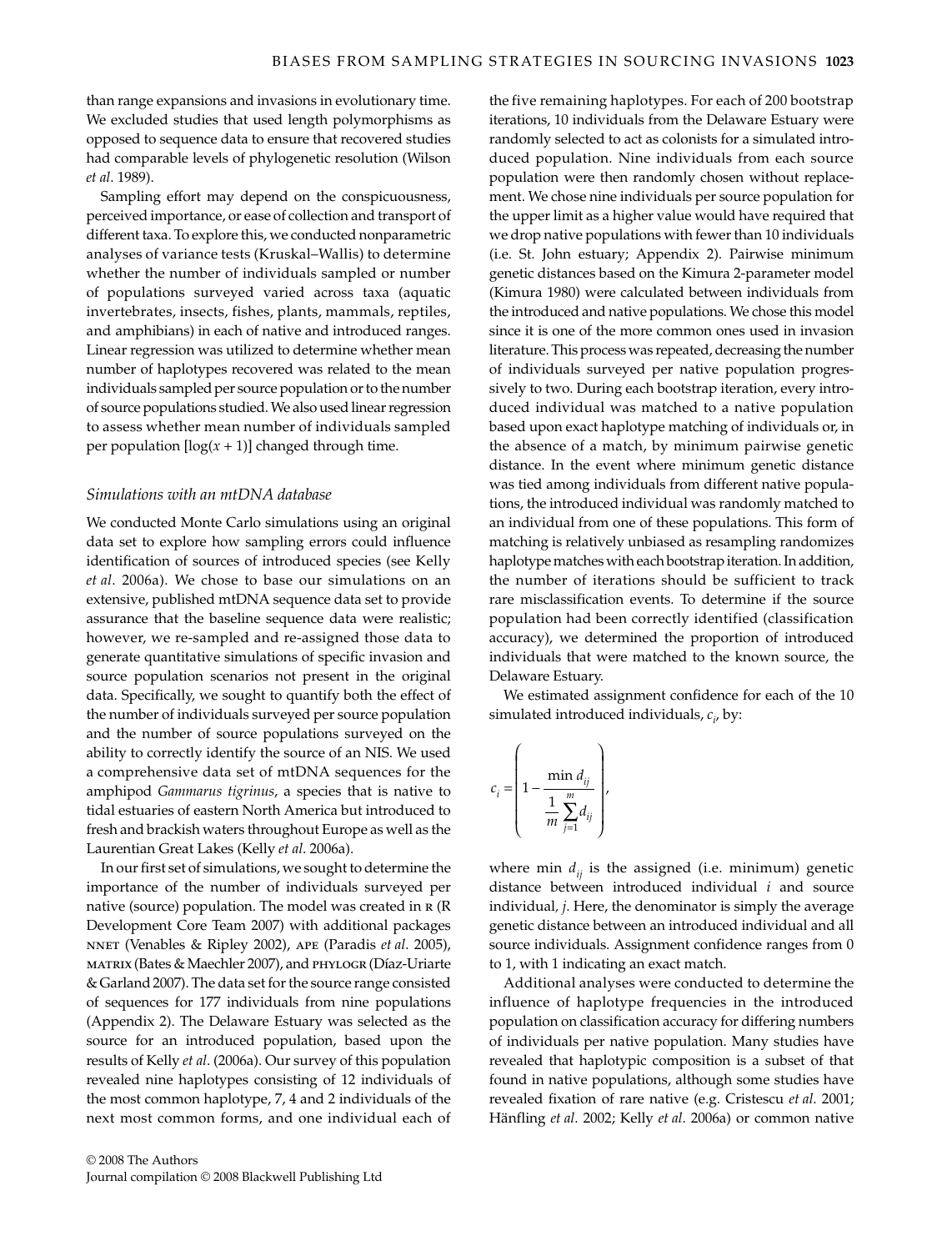than range expansions and invasions in evolutionary time. We excluded studies that used length polymorphisms as opposed to sequence data to ensure that recovered studies had comparable levels of phylogenetic resolution (Wilson *et al*. 1989).

Sampling effort may depend on the conspicuousness, perceived importance, or ease of collection and transport of different taxa. To explore this, we conducted nonparametric analyses of variance tests (Kruskal–Wallis) to determine whether the number of individuals sampled or number of populations surveyed varied across taxa (aquatic invertebrates, insects, fishes, plants, mammals, reptiles, and amphibians) in each of native and introduced ranges. Linear regression was utilized to determine whether mean number of haplotypes recovered was related to the mean individuals sampled per source population or to the number of source populations studied. We also used linear regression to assess whether mean number of individuals sampled per population $[\log(x + 1)]$ changed through time.

### *Simulations with an mtDNA database*

We conducted Monte Carlo simulations using an original data set to explore how sampling errors could influence identification of sources of introduced species (see Kelly *et al*. 2006a). We chose to base our simulations on an extensive, published mtDNA sequence data set to provide assurance that the baseline sequence data were realistic; however, we re-sampled and re-assigned those data to generate quantitative simulations of specific invasion and source population scenarios not present in the original data. Specifically, we sought to quantify both the effect of the number of individuals surveyed per source population and the number of source populations surveyed on the ability to correctly identify the source of an NIS. We used a comprehensive data set of mtDNA sequences for the amphipod *Gammarus tigrinus*, a species that is native to tidal estuaries of eastern North America but introduced to fresh and brackish waters throughout Europe as well as the Laurentian Great Lakes (Kelly *et al*. 2006a).

In our first set of simulations, we sought to determine the importance of the number of individuals surveyed per native (source) population. The model was created in R (R Development Core Team 2007) with additional packages NNET (Venables & Ripley 2002), APE (Paradis *et al*. 2005), MATRIX (Bates & Maechler 2007), and PHYLOGR (Díaz-Uriarte & Garland 2007). The data set for the source range consisted of sequences for 177 individuals from nine populations (Appendix 2). The Delaware Estuary was selected as the source for an introduced population, based upon the results of Kelly *et al*. (2006a). Our survey of this population revealed nine haplotypes consisting of 12 individuals of the most common haplotype, 7, 4 and 2 individuals of the next most common forms, and one individual each of the five remaining haplotypes. For each of 200 bootstrap iterations, 10 individuals from the Delaware Estuary were randomly selected to act as colonists for a simulated introduced population. Nine individuals from each source population were then randomly chosen without replacement. We chose nine individuals per source population for the upper limit as a higher value would have required that we drop native populations with fewer than 10 individuals (i.e. St. John estuary; Appendix 2). Pairwise minimum genetic distances based on the Kimura 2-parameter model (Kimura 1980) were calculated between individuals from the introduced and native populations. We chose this model since it is one of the more common ones used in invasion literature. This process was repeated, decreasing the number of individuals surveyed per native population progressively to two. During each bootstrap iteration, every introduced individual was matched to a native population based upon exact haplotype matching of individuals or, in the absence of a match, by minimum pairwise genetic distance. In the event where minimum genetic distance was tied among individuals from different native populations, the introduced individual was randomly matched to an individual from one of these populations. This form of matching is relatively unbiased as resampling randomizes haplotype matches with each bootstrap iteration. In addition, the number of iterations should be sufficient to track rare misclassification events. To determine if the source population had been correctly identified (classification accuracy), we determined the proportion of introduced individuals that were matched to the known source, the Delaware Estuary.

We estimated assignment confidence for each of the 10 simulated introduced individuals, $c_i$, by:

$$c_i = \left( 1 - \frac{\min d_{ij}}{\frac{1}{m}\sum_{j=1}^{m} d_{ij}} \right),$$

where $\min d_{ij}$ is the assigned (i.e. minimum) genetic distance between introduced individual $i$ and source individual, $j$. Here, the denominator is simply the average genetic distance between an introduced individual and all source individuals. Assignment confidence ranges from 0 to 1, with 1 indicating an exact match.

Additional analyses were conducted to determine the influence of haplotype frequencies in the introduced population on classification accuracy for differing numbers of individuals per native population. Many studies have revealed that haplotypic composition is a subset of that found in native populations, although some studies have revealed fixation of rare native (e.g. Cristescu *et al*. 2001; Hänfling *et al*. 2002; Kelly *et al*. 2006a) or common native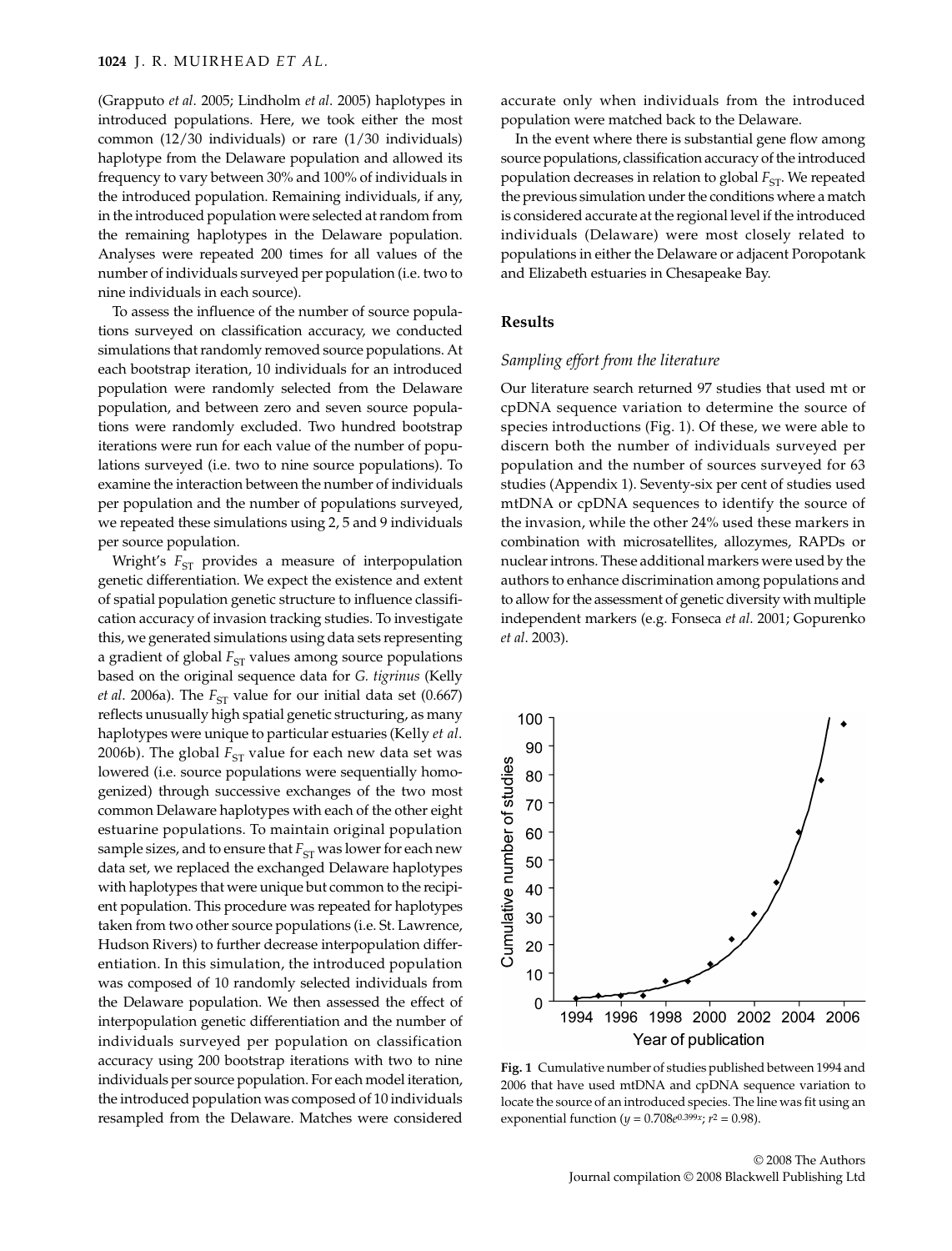(Grapputo *et al*. 2005; Lindholm *et al*. 2005) haplotypes in introduced populations. Here, we took either the most common (12/30 individuals) or rare (1/30 individuals) haplotype from the Delaware population and allowed its frequency to vary between 30% and 100% of individuals in the introduced population. Remaining individuals, if any, in the introduced population were selected at random from the remaining haplotypes in the Delaware population. Analyses were repeated 200 times for all values of the number of individuals surveyed per population (i.e. two to nine individuals in each source).

To assess the influence of the number of source populations surveyed on classification accuracy, we conducted simulations that randomly removed source populations. At each bootstrap iteration, 10 individuals for an introduced population were randomly selected from the Delaware population, and between zero and seven source populations were randomly excluded. Two hundred bootstrap iterations were run for each value of the number of populations surveyed (i.e. two to nine source populations). To examine the interaction between the number of individuals per population and the number of populations surveyed, we repeated these simulations using 2, 5 and 9 individuals per source population.

Wright's $F_{ST}$ provides a measure of interpopulation genetic differentiation. We expect the existence and extent of spatial population genetic structure to influence classification accuracy of invasion tracking studies. To investigate this, we generated simulations using data sets representing a gradient of global $F_{ST}$ values among source populations based on the original sequence data for *G. tigrinus* (Kelly *et al*. 2006a). The $F_{ST}$ value for our initial data set (0.667) reflects unusually high spatial genetic structuring, as many haplotypes were unique to particular estuaries (Kelly *et al*. 2006b). The global $F_{ST}$ value for each new data set was lowered (i.e. source populations were sequentially homogenized) through successive exchanges of the two most common Delaware haplotypes with each of the other eight estuarine populations. To maintain original population sample sizes, and to ensure that $F_{ST}$ was lower for each new data set, we replaced the exchanged Delaware haplotypes with haplotypes that were unique but common to the recipient population. This procedure was repeated for haplotypes taken from two other source populations (i.e. St. Lawrence, Hudson Rivers) to further decrease interpopulation differentiation. In this simulation, the introduced population was composed of 10 randomly selected individuals from the Delaware population. We then assessed the effect of interpopulation genetic differentiation and the number of individuals surveyed per population on classification accuracy using 200 bootstrap iterations with two to nine individuals per source population. For each model iteration, the introduced population was composed of 10 individuals resampled from the Delaware. Matches were considered accurate only when individuals from the introduced population were matched back to the Delaware.

In the event where there is substantial gene flow among source populations, classification accuracy of the introduced population decreases in relation to global $F_{ST}$. We repeated the previous simulation under the conditions where a match is considered accurate at the regional level if the introduced individuals (Delaware) were most closely related to populations in either the Delaware or adjacent Poropotank and Elizabeth estuaries in Chesapeake Bay.

## Results

### *Sampling effort from the literature*

Our literature search returned 97 studies that used mt or cpDNA sequence variation to determine the source of species introductions (Fig. 1). Of these, we were able to discern both the number of individuals surveyed per population and the number of sources surveyed for 63 studies (Appendix 1). Seventy-six per cent of studies used mtDNA or cpDNA sequences to identify the source of the invasion, while the other 24% used these markers in combination with microsatellites, allozymes, RAPDs or nuclear introns. These additional markers were used by the authors to enhance discrimination among populations and to allow for the assessment of genetic diversity with multiple independent markers (e.g. Fonseca *et al*. 2001; Gopurenko *et al*. 2003).

**Fig. 1** Cumulative number of studies published between 1994 and 2006 that have used mtDNA and cpDNA sequence variation to locate the source of an introduced species. The line was fit using an exponential function ($y = 0.708e^{0.399x}$; $r^2 = 0.98$).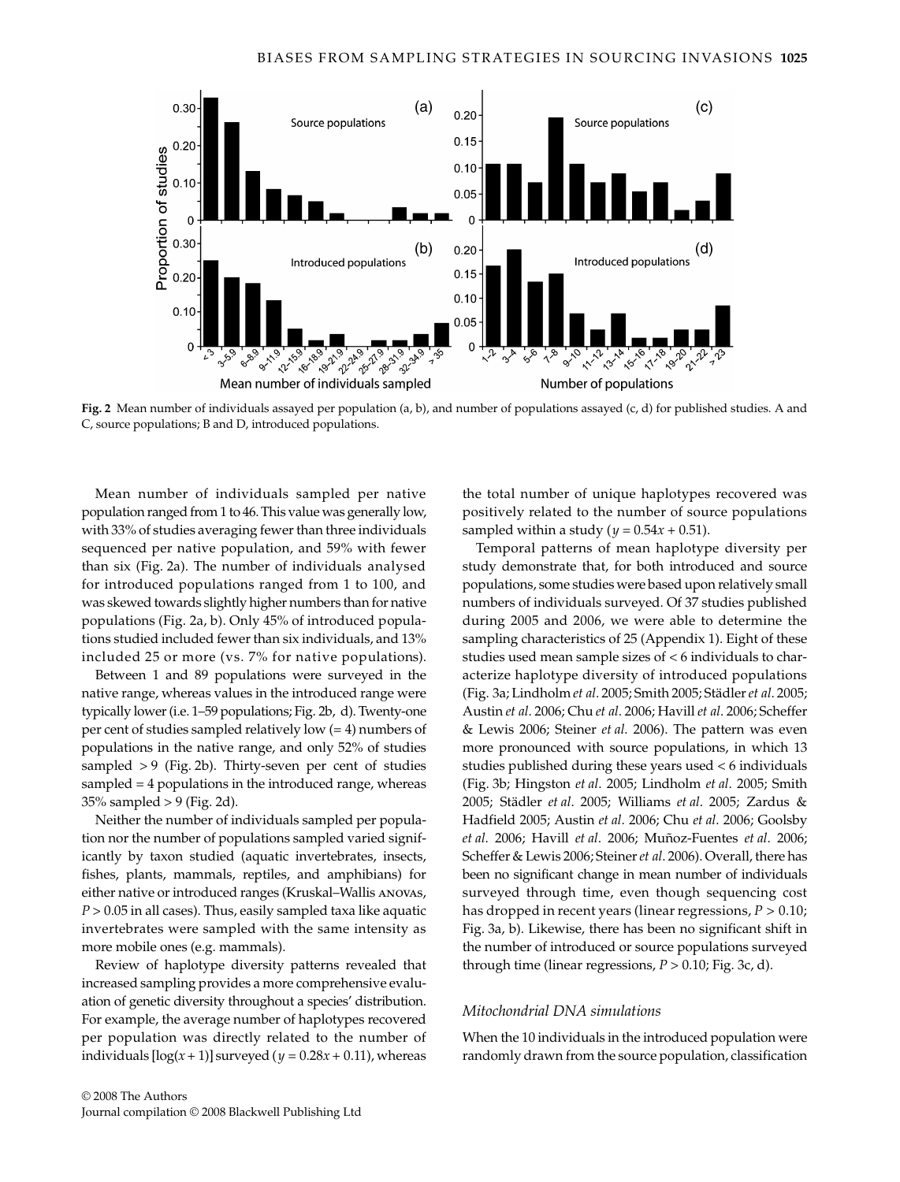**Fig. 2** Mean number of individuals assayed per population (a, b), and number of populations assayed (c, d) for published studies. A and C, source populations; B and D, introduced populations.

Mean number of individuals sampled per native population ranged from 1 to 46. This value was generally low, with 33% of studies averaging fewer than three individuals sequenced per native population, and 59% with fewer than six (Fig. 2a). The number of individuals analysed for introduced populations ranged from 1 to 100, and was skewed towards slightly higher numbers than for native populations (Fig. 2a, b). Only 45% of introduced populations studied included fewer than six individuals, and 13% included 25 or more (vs. 7% for native populations).

Between 1 and 89 populations were surveyed in the native range, whereas values in the introduced range were typically lower (i.e. 1–59 populations; Fig. 2b, d). Twenty-one per cent of studies sampled relatively low (= 4) numbers of populations in the native range, and only 52% of studies sampled > 9 (Fig. 2b). Thirty-seven per cent of studies sampled = 4 populations in the introduced range, whereas 35% sampled > 9 (Fig. 2d).

Neither the number of individuals sampled per population nor the number of populations sampled varied significantly by taxon studied (aquatic invertebrates, insects, fishes, plants, mammals, reptiles, and amphibians) for either native or introduced ranges (Kruskal–Wallis ANOVAs, $P > 0.05$ in all cases). Thus, easily sampled taxa like aquatic invertebrates were sampled with the same intensity as more mobile ones (e.g. mammals).

Review of haplotype diversity patterns revealed that increased sampling provides a more comprehensive evaluation of genetic diversity throughout a species' distribution. For example, the average number of haplotypes recovered per population was directly related to the number of individuals [$\log(x + 1)$] surveyed ($y = 0.28x + 0.11$), whereas the total number of unique haplotypes recovered was positively related to the number of source populations sampled within a study ($y = 0.54x + 0.51$).

Temporal patterns of mean haplotype diversity per study demonstrate that, for both introduced and source populations, some studies were based upon relatively small numbers of individuals surveyed. Of 37 studies published during 2005 and 2006, we were able to determine the sampling characteristics of 25 (Appendix 1). Eight of these studies used mean sample sizes of < 6 individuals to characterize haplotype diversity of introduced populations (Fig. 3a; Lindholm *et al.* 2005; Smith 2005; Städler *et al.* 2005; Austin *et al.* 2006; Chu *et al.* 2006; Havill *et al.* 2006; Scheffer & Lewis 2006; Steiner *et al.* 2006). The pattern was even more pronounced with source populations, in which 13 studies published during these years used < 6 individuals (Fig. 3b; Hingston *et al.* 2005; Lindholm *et al.* 2005; Smith 2005; Städler *et al.* 2005; Williams *et al.* 2005; Zardus & Hadfield 2005; Austin *et al.* 2006; Chu *et al.* 2006; Goolsby *et al.* 2006; Havill *et al.* 2006; Muñoz-Fuentes *et al.* 2006; Scheffer & Lewis 2006; Steiner *et al.* 2006). Overall, there has been no significant change in mean number of individuals surveyed through time, even though sequencing cost has dropped in recent years (linear regressions, $P > 0.10$; Fig. 3a, b). Likewise, there has been no significant shift in the number of introduced or source populations surveyed through time (linear regressions, $P > 0.10$; Fig. 3c, d).

### *Mitochondrial DNA simulations*

When the 10 individuals in the introduced population were randomly drawn from the source population, classification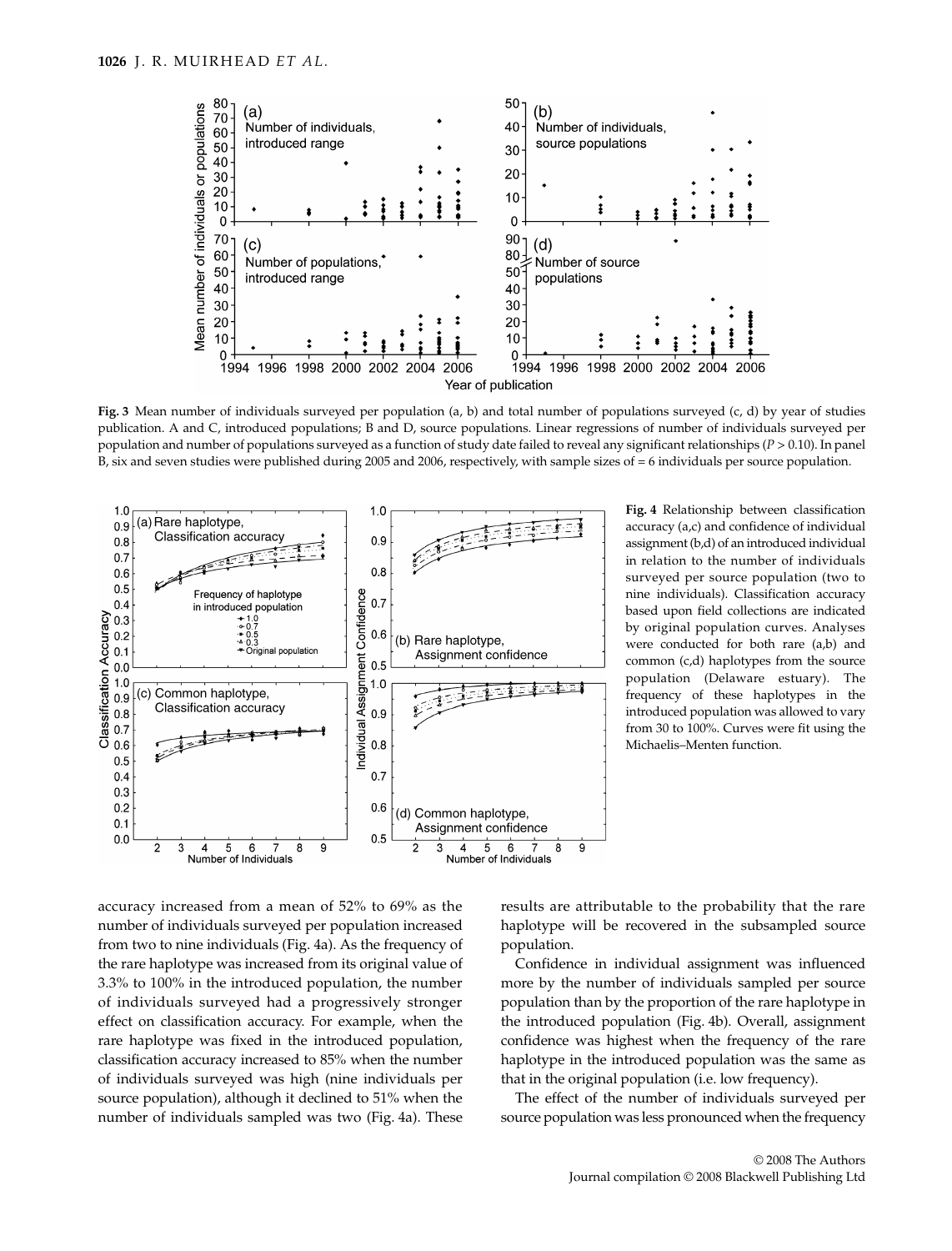**Fig. 3** Mean number of individuals surveyed per population (a, b) and total number of populations surveyed (c, d) by year of studies publication. A and C, introduced populations; B and D, source populations. Linear regressions of number of individuals surveyed per population and number of populations surveyed as a function of study date failed to reveal any significant relationships ($P > 0.10$). In panel B, six and seven studies were published during 2005 and 2006, respectively, with sample sizes of = 6 individuals per source population.

**Fig. 4** Relationship between classification accuracy (a,c) and confidence of individual assignment (b,d) of an introduced individual in relation to the number of individuals surveyed per source population (two to nine individuals). Classification accuracy based upon field collections are indicated by original population curves. Analyses were conducted for both rare (a,b) and common (c,d) haplotypes from the source population (Delaware estuary). The frequency of these haplotypes in the introduced population was allowed to vary from 30 to 100%. Curves were fit using the Michaelis–Menten function.

accuracy increased from a mean of 52% to 69% as the number of individuals surveyed per population increased from two to nine individuals (Fig. 4a). As the frequency of the rare haplotype was increased from its original value of 3.3% to 100% in the introduced population, the number of individuals surveyed had a progressively stronger effect on classification accuracy. For example, when the rare haplotype was fixed in the introduced population, classification accuracy increased to 85% when the number of individuals surveyed was high (nine individuals per source population), although it declined to 51% when the number of individuals sampled was two (Fig. 4a). These results are attributable to the probability that the rare haplotype will be recovered in the subsampled source population.

Confidence in individual assignment was influenced more by the number of individuals sampled per source population than by the proportion of the rare haplotype in the introduced population (Fig. 4b). Overall, assignment confidence was highest when the frequency of the rare haplotype in the introduced population was the same as that in the original population (i.e. low frequency).

The effect of the number of individuals surveyed per source population was less pronounced when the frequency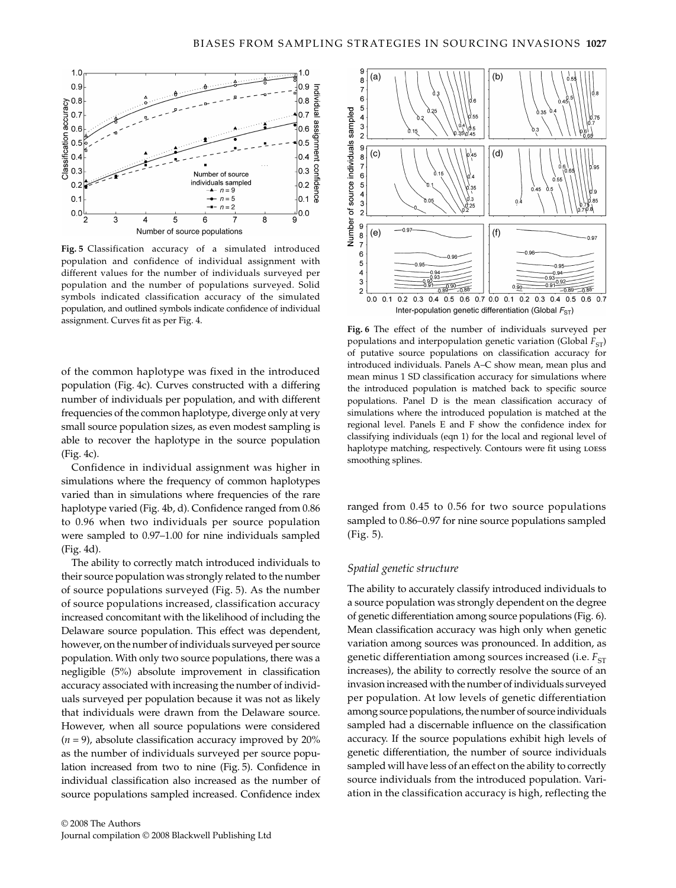**Fig. 5** Classification accuracy of a simulated introduced population and confidence of individual assignment with different values for the number of individuals surveyed per population and the number of populations surveyed. Solid symbols indicated classification accuracy of the simulated population, and outlined symbols indicate confidence of individual assignment. Curves fit as per Fig. 4.

**Fig. 6** The effect of the number of individuals surveyed per populations and interpopulation genetic variation (Global $F_{ST}$) of putative source populations on classification accuracy for introduced individuals. Panels A–C show mean, mean plus and mean minus 1 SD classification accuracy for simulations where the introduced population is matched back to specific source populations. Panel D is the mean classification accuracy of simulations where the introduced population is matched at the regional level. Panels E and F show the confidence index for classifying individuals (eqn 1) for the local and regional level of haplotype matching, respectively. Contours were fit using LOESS smoothing splines.

of the common haplotype was fixed in the introduced population (Fig. 4c). Curves constructed with a differing number of individuals per population, and with different frequencies of the common haplotype, diverge only at very small source population sizes, as even modest sampling is able to recover the haplotype in the source population (Fig. 4c).

Confidence in individual assignment was higher in simulations where the frequency of common haplotypes varied than in simulations where frequencies of the rare haplotype varied (Fig. 4b, d). Confidence ranged from 0.86 to 0.96 when two individuals per source population were sampled to 0.97–1.00 for nine individuals sampled (Fig. 4d).

The ability to correctly match introduced individuals to their source population was strongly related to the number of source populations surveyed (Fig. 5). As the number of source populations increased, classification accuracy increased concomitant with the likelihood of including the Delaware source population. This effect was dependent, however, on the number of individuals surveyed per source population. With only two source populations, there was a negligible (5%) absolute improvement in classification accuracy associated with increasing the number of individuals surveyed per population because it was not as likely that individuals were drawn from the Delaware source. However, when all source populations were considered ($n = 9$), absolute classification accuracy improved by 20% as the number of individuals surveyed per source population increased from two to nine (Fig. 5). Confidence in individual classification also increased as the number of source populations sampled increased. Confidence index ranged from 0.45 to 0.56 for two source populations sampled to 0.86–0.97 for nine source populations sampled (Fig. 5).

### *Spatial genetic structure*

The ability to accurately classify introduced individuals to a source population was strongly dependent on the degree of genetic differentiation among source populations (Fig. 6). Mean classification accuracy was high only when genetic variation among sources was pronounced. In addition, as genetic differentiation among sources increased (i.e. $F_{ST}$ increases), the ability to correctly resolve the source of an invasion increased with the number of individuals surveyed per population. At low levels of genetic differentiation among source populations, the number of source individuals sampled had a discernable influence on the classification accuracy. If the source populations exhibit high levels of genetic differentiation, the number of source individuals sampled will have less of an effect on the ability to correctly source individuals from the introduced population. Variation in the classification accuracy is high, reflecting the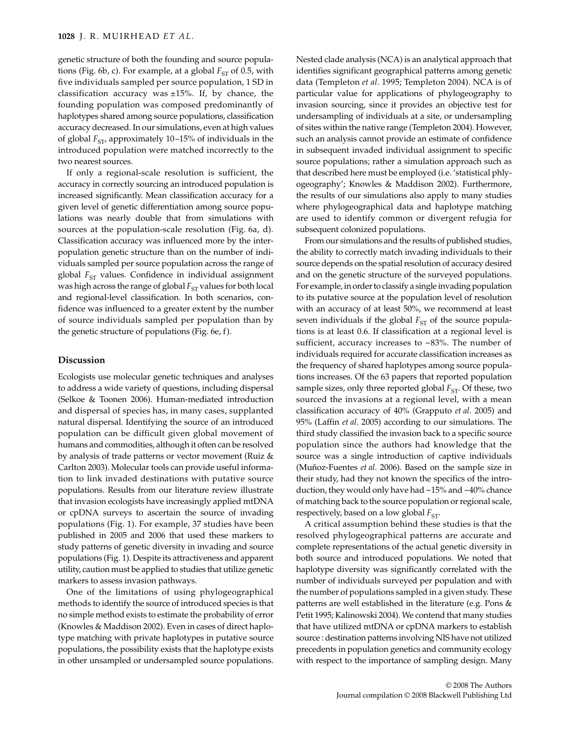genetic structure of both the founding and source populations (Fig. 6b, c). For example, at a global $F_{ST}$ of 0.5, with five individuals sampled per source population, 1 SD in classification accuracy was ±15%. If, by chance, the founding population was composed predominantly of haplotypes shared among source populations, classification accuracy decreased. In our simulations, even at high values of global $F_{ST}$, approximately 10–15% of individuals in the introduced population were matched incorrectly to the two nearest sources.

If only a regional-scale resolution is sufficient, the accuracy in correctly sourcing an introduced population is increased significantly. Mean classification accuracy for a given level of genetic differentiation among source populations was nearly double that from simulations with sources at the population-scale resolution (Fig. 6a, d). Classification accuracy was influenced more by the inter-population genetic structure than on the number of individuals sampled per source population across the range of global $F_{ST}$ values. Confidence in individual assignment was high across the range of global $F_{ST}$ values for both local and regional-level classification. In both scenarios, confidence was influenced to a greater extent by the number of source individuals sampled per population than by the genetic structure of populations (Fig. 6e, f).

## Discussion

Ecologists use molecular genetic techniques and analyses to address a wide variety of questions, including dispersal (Selkoe & Toonen 2006). Human-mediated introduction and dispersal of species has, in many cases, supplanted natural dispersal. Identifying the source of an introduced population can be difficult given global movement of humans and commodities, although it often can be resolved by analysis of trade patterns or vector movement (Ruiz & Carlton 2003). Molecular tools can provide useful information to link invaded destinations with putative source populations. Results from our literature review illustrate that invasion ecologists have increasingly applied mtDNA or cpDNA surveys to ascertain the source of invading populations (Fig. 1). For example, 37 studies have been published in 2005 and 2006 that used these markers to study patterns of genetic diversity in invading and source populations (Fig. 1). Despite its attractiveness and apparent utility, caution must be applied to studies that utilize genetic markers to assess invasion pathways.

One of the limitations of using phylogeographical methods to identify the source of introduced species is that no simple method exists to estimate the probability of error (Knowles & Maddison 2002). Even in cases of direct haplotype matching with private haplotypes in putative source populations, the possibility exists that the haplotype exists in other unsampled or undersampled source populations. Nested clade analysis (NCA) is an analytical approach that identifies significant geographical patterns among genetic data (Templeton *et al*. 1995; Templeton 2004). NCA is of particular value for applications of phylogeography to invasion sourcing, since it provides an objective test for undersampling of individuals at a site, or undersampling of sites within the native range (Templeton 2004). However, such an analysis cannot provide an estimate of confidence in subsequent invaded individual assignment to specific source populations; rather a simulation approach such as that described here must be employed (i.e. 'statistical phylogeography'; Knowles & Maddison 2002). Furthermore, the results of our simulations also apply to many studies where phylogeographical data and haplotype matching are used to identify common or divergent refugia for subsequent colonized populations.

From our simulations and the results of published studies, the ability to correctly match invading individuals to their source depends on the spatial resolution of accuracy desired and on the genetic structure of the surveyed populations. For example, in order to classify a single invading population to its putative source at the population level of resolution with an accuracy of at least 50%, we recommend at least seven individuals if the global $F_{ST}$ of the source populations is at least 0.6. If classification at a regional level is sufficient, accuracy increases to ~83%. The number of individuals required for accurate classification increases as the frequency of shared haplotypes among source populations increases. Of the 63 papers that reported population sample sizes, only three reported global $F_{ST}$. Of these, two sourced the invasions at a regional level, with a mean classification accuracy of 40% (Grapputo *et al*. 2005) and 95% (Laffin *et al*. 2005) according to our simulations. The third study classified the invasion back to a specific source population since the authors had knowledge that the source was a single introduction of captive individuals (Muñoz-Fuentes *et al*. 2006). Based on the sample size in their study, had they not known the specifics of the introduction, they would only have had ~15% and ~40% chance of matching back to the source population or regional scale, respectively, based on a low global $F_{ST}$.

A critical assumption behind these studies is that the resolved phylogeographical patterns are accurate and complete representations of the actual genetic diversity in both source and introduced populations. We noted that haplotype diversity was significantly correlated with the number of individuals surveyed per population and with the number of populations sampled in a given study. These patterns are well established in the literature (e.g. Pons & Petit 1995; Kalinowski 2004). We contend that many studies that have utilized mtDNA or cpDNA markers to establish source : destination patterns involving NIS have not utilized precedents in population genetics and community ecology with respect to the importance of sampling design. Many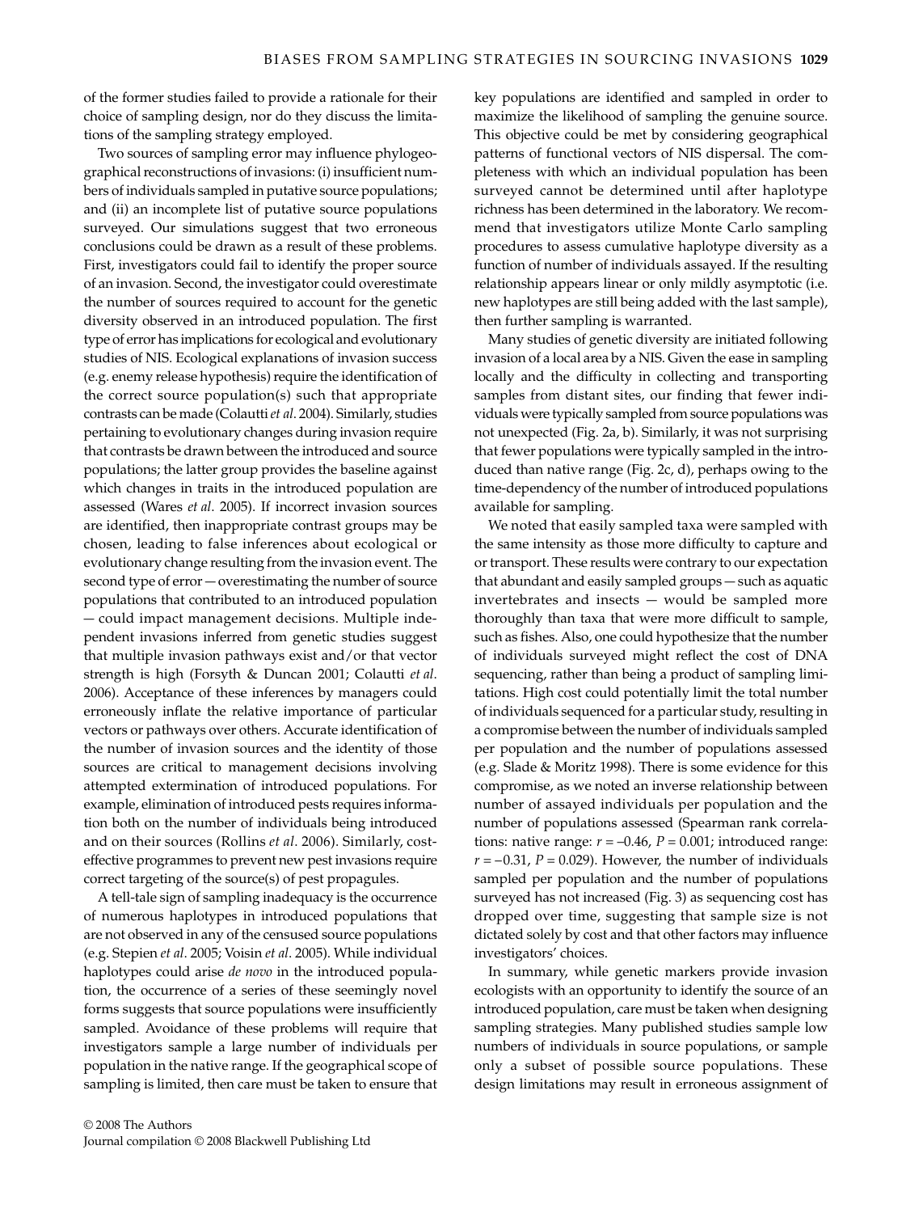of the former studies failed to provide a rationale for their choice of sampling design, nor do they discuss the limitations of the sampling strategy employed.

Two sources of sampling error may influence phylogeographical reconstructions of invasions: (i) insufficient numbers of individuals sampled in putative source populations; and (ii) an incomplete list of putative source populations surveyed. Our simulations suggest that two erroneous conclusions could be drawn as a result of these problems. First, investigators could fail to identify the proper source of an invasion. Second, the investigator could overestimate the number of sources required to account for the genetic diversity observed in an introduced population. The first type of error has implications for ecological and evolutionary studies of NIS. Ecological explanations of invasion success (e.g. enemy release hypothesis) require the identification of the correct source population(s) such that appropriate contrasts can be made (Colautti *et al*. 2004). Similarly, studies pertaining to evolutionary changes during invasion require that contrasts be drawn between the introduced and source populations; the latter group provides the baseline against which changes in traits in the introduced population are assessed (Wares *et al*. 2005). If incorrect invasion sources are identified, then inappropriate contrast groups may be chosen, leading to false inferences about ecological or evolutionary change resulting from the invasion event. The second type of error — overestimating the number of source populations that contributed to an introduced population — could impact management decisions. Multiple independent invasions inferred from genetic studies suggest that multiple invasion pathways exist and/or that vector strength is high (Forsyth & Duncan 2001; Colautti *et al*. 2006). Acceptance of these inferences by managers could erroneously inflate the relative importance of particular vectors or pathways over others. Accurate identification of the number of invasion sources and the identity of those sources are critical to management decisions involving attempted extermination of introduced populations. For example, elimination of introduced pests requires information both on the number of individuals being introduced and on their sources (Rollins *et al*. 2006). Similarly, cost-effective programmes to prevent new pest invasions require correct targeting of the source(s) of pest propagules.

A tell-tale sign of sampling inadequacy is the occurrence of numerous haplotypes in introduced populations that are not observed in any of the censused source populations (e.g. Stepien *et al*. 2005; Voisin *et al*. 2005). While individual haplotypes could arise *de novo* in the introduced population, the occurrence of a series of these seemingly novel forms suggests that source populations were insufficiently sampled. Avoidance of these problems will require that investigators sample a large number of individuals per population in the native range. If the geographical scope of sampling is limited, then care must be taken to ensure that key populations are identified and sampled in order to maximize the likelihood of sampling the genuine source. This objective could be met by considering geographical patterns of functional vectors of NIS dispersal. The completeness with which an individual population has been surveyed cannot be determined until after haplotype richness has been determined in the laboratory. We recommend that investigators utilize Monte Carlo sampling procedures to assess cumulative haplotype diversity as a function of number of individuals assayed. If the resulting relationship appears linear or only mildly asymptotic (i.e. new haplotypes are still being added with the last sample), then further sampling is warranted.

Many studies of genetic diversity are initiated following invasion of a local area by a NIS. Given the ease in sampling locally and the difficulty in collecting and transporting samples from distant sites, our finding that fewer individuals were typically sampled from source populations was not unexpected (Fig. 2a, b). Similarly, it was not surprising that fewer populations were typically sampled in the introduced than native range (Fig. 2c, d), perhaps owing to the time-dependency of the number of introduced populations available for sampling.

We noted that easily sampled taxa were sampled with the same intensity as those more difficulty to capture and or transport. These results were contrary to our expectation that abundant and easily sampled groups — such as aquatic invertebrates and insects — would be sampled more thoroughly than taxa that were more difficult to sample, such as fishes. Also, one could hypothesize that the number of individuals surveyed might reflect the cost of DNA sequencing, rather than being a product of sampling limitations. High cost could potentially limit the total number of individuals sequenced for a particular study, resulting in a compromise between the number of individuals sampled per population and the number of populations assessed (e.g. Slade & Moritz 1998). There is some evidence for this compromise, as we noted an inverse relationship between number of assayed individuals per population and the number of populations assessed (Spearman rank correlations: native range: $r = -0.46$, $P = 0.001$; introduced range: $r = -0.31$, $P = 0.029$). However, the number of individuals sampled per population and the number of populations surveyed has not increased (Fig. 3) as sequencing cost has dropped over time, suggesting that sample size is not dictated solely by cost and that other factors may influence investigators' choices.

In summary, while genetic markers provide invasion ecologists with an opportunity to identify the source of an introduced population, care must be taken when designing sampling strategies. Many published studies sample low numbers of individuals in source populations, or sample only a subset of possible source populations. These design limitations may result in erroneous assignment of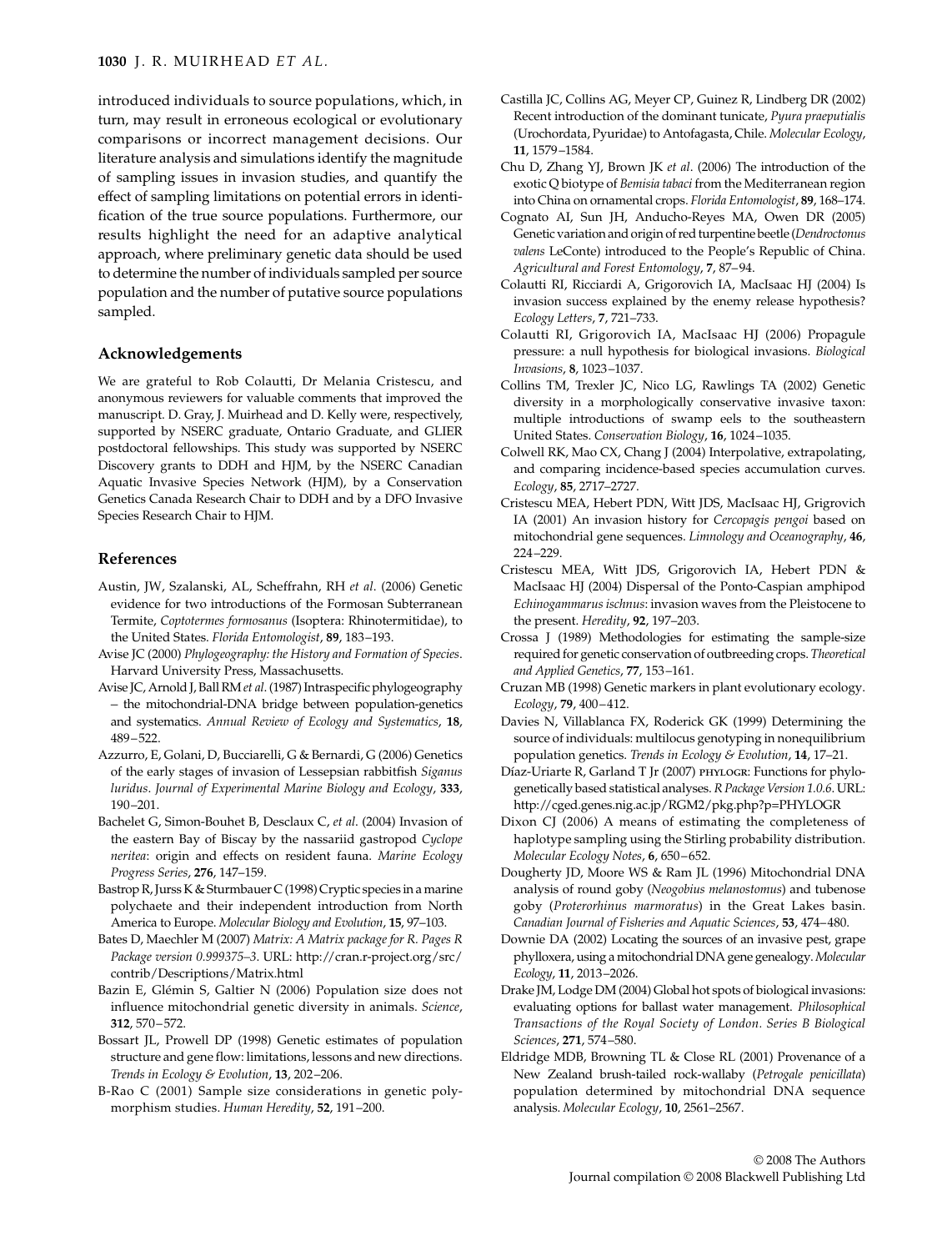introduced individuals to source populations, which, in turn, may result in erroneous ecological or evolutionary comparisons or incorrect management decisions. Our literature analysis and simulations identify the magnitude of sampling issues in invasion studies, and quantify the effect of sampling limitations on potential errors in identification of the true source populations. Furthermore, our results highlight the need for an adaptive analytical approach, where preliminary genetic data should be used to determine the number of individuals sampled per source population and the number of putative source populations sampled.

## Acknowledgements

We are grateful to Rob Colautti, Dr Melania Cristescu, and anonymous reviewers for valuable comments that improved the manuscript. D. Gray, J. Muirhead and D. Kelly were, respectively, supported by NSERC graduate, Ontario Graduate, and GLIER postdoctoral fellowships. This study was supported by NSERC Discovery grants to DDH and HJM, by the NSERC Canadian Aquatic Invasive Species Network (HJM), by a Conservation Genetics Canada Research Chair to DDH and by a DFO Invasive Species Research Chair to HJM.

## References

Austin, JW, Szalanski, AL, Scheffrahn, RH *et al*. (2006) Genetic evidence for two introductions of the Formosan Subterranean Termite, *Coptotermes formosanus* (Isoptera: Rhinotermitidae), to the United States. *Florida Entomologist*, **89**, 183–193.

Avise JC (2000) *Phylogeography: the History and Formation of Species*. Harvard University Press, Massachusetts.

Avise JC, Arnold J, Ball RM *et al*. (1987) Intraspecific phylogeography – the mitochondrial-DNA bridge between population-genetics and systematics. *Annual Review of Ecology and Systematics*, **18**, 489–522.

Azzurro, E, Golani, D, Bucciarelli, G & Bernardi, G (2006) Genetics of the early stages of invasion of Lessepsian rabbitfish *Siganus luridus*. *Journal of Experimental Marine Biology and Ecology*, **333**, 190–201.

Bachelet G, Simon-Bouhet B, Desclaux C, *et al*. (2004) Invasion of the eastern Bay of Biscay by the nassariid gastropod *Cyclope neritea*: origin and effects on resident fauna. *Marine Ecology Progress Series*, **276**, 147–159.

Bastrop R, Jurss K & Sturmbauer C (1998) Cryptic species in a marine polychaete and their independent introduction from North America to Europe. *Molecular Biology and Evolution*, **15**, 97–103.

Bates D, Maechler M (2007) *Matrix: A Matrix package for R. Pages R Package version 0.999375–3*. URL: http://cran.r-project.org/src/contrib/Descriptions/Matrix.html

Bazin E, Glémin S, Galtier N (2006) Population size does not influence mitochondrial genetic diversity in animals. *Science*, **312**, 570–572.

Bossart JL, Prowell DP (1998) Genetic estimates of population structure and gene flow: limitations, lessons and new directions. *Trends in Ecology & Evolution*, **13**, 202–206.

B-Rao C (2001) Sample size considerations in genetic polymorphism studies. *Human Heredity*, **52**, 191–200.

Castilla JC, Collins AG, Meyer CP, Guinez R, Lindberg DR (2002) Recent introduction of the dominant tunicate, *Pyura praeputialis* (Urochordata, Pyuridae) to Antofagasta, Chile. *Molecular Ecology*, **11**, 1579–1584.

Chu D, Zhang YJ, Brown JK *et al*. (2006) The introduction of the exotic Q biotype of *Bemisia tabaci* from the Mediterranean region into China on ornamental crops. *Florida Entomologist*, **89**, 168–174.

Cognato AI, Sun JH, Anducho-Reyes MA, Owen DR (2005) Genetic variation and origin of red turpentine beetle (*Dendroctonus valens* LeConte) introduced to the People's Republic of China. *Agricultural and Forest Entomology*, **7**, 87–94.

Colautti RI, Ricciardi A, Grigorovich IA, MacIsaac HJ (2004) Is invasion success explained by the enemy release hypothesis? *Ecology Letters*, **7**, 721–733.

Colautti RI, Grigorovich IA, MacIsaac HJ (2006) Propagule pressure: a null hypothesis for biological invasions. *Biological Invasions*, **8**, 1023–1037.

Collins TM, Trexler JC, Nico LG, Rawlings TA (2002) Genetic diversity in a morphologically conservative invasive taxon: multiple introductions of swamp eels to the southeastern United States. *Conservation Biology*, **16**, 1024–1035.

Colwell RK, Mao CX, Chang J (2004) Interpolative, extrapolating, and comparing incidence-based species accumulation curves. *Ecology*, **85**, 2717–2727.

Cristescu MEA, Hebert PDN, Witt JDS, MacIsaac HJ, Grigorovich IA (2001) An invasion history for *Cercopagis pengoi* based on mitochondrial gene sequences. *Limnology and Oceanography*, **46**, 224–229.

Cristescu MEA, Witt JDS, Grigorovich IA, Hebert PDN & MacIsaac HJ (2004) Dispersal of the Ponto-Caspian amphipod *Echinogammarus ischnus*: invasion waves from the Pleistocene to the present. *Heredity*, **92**, 197–203.

Crossa J (1989) Methodologies for estimating the sample-size required for genetic conservation of outbreeding crops. *Theoretical and Applied Genetics*, **77**, 153–161.

Cruzan MB (1998) Genetic markers in plant evolutionary ecology. *Ecology*, **79**, 400–412.

Davies N, Villablanca FX, Roderick GK (1999) Determining the source of individuals: multilocus genotyping in nonequilibrium population genetics. *Trends in Ecology & Evolution*, **14**, 17–21.

Díaz-Uriarte R, Garland T Jr (2007) PHYLOGR: Functions for phylogenetically based statistical analyses. *R Package Version 1.0.6*. URL: http://cged.genes.nig.ac.jp/RGM2/pkg.php?p=PHYLOGR

Dixon CJ (2006) A means of estimating the completeness of haplotype sampling using the Stirling probability distribution. *Molecular Ecology Notes*, **6**, 650–652.

Dougherty JD, Moore WS & Ram JL (1996) Mitochondrial DNA analysis of round goby (*Neogobius melanostomus*) and tubenose goby (*Proterorhinus marmoratus*) in the Great Lakes basin. *Canadian Journal of Fisheries and Aquatic Sciences*, **53**, 474–480.

Downie DA (2002) Locating the sources of an invasive pest, grape phylloxera, using a mitochondrial DNA gene genealogy. *Molecular Ecology*, **11**, 2013–2026.

Drake JM, Lodge DM (2004) Global hot spots of biological invasions: evaluating options for ballast water management. *Philosophical Transactions of the Royal Society of London. Series B Biological Sciences*, **271**, 574–580.

Eldridge MDB, Browning TL & Close RL (2001) Provenance of a New Zealand brush-tailed rock-wallaby (*Petrogale penicillata*) population determined by mitochondrial DNA sequence analysis. *Molecular Ecology*, **10**, 2561–2567.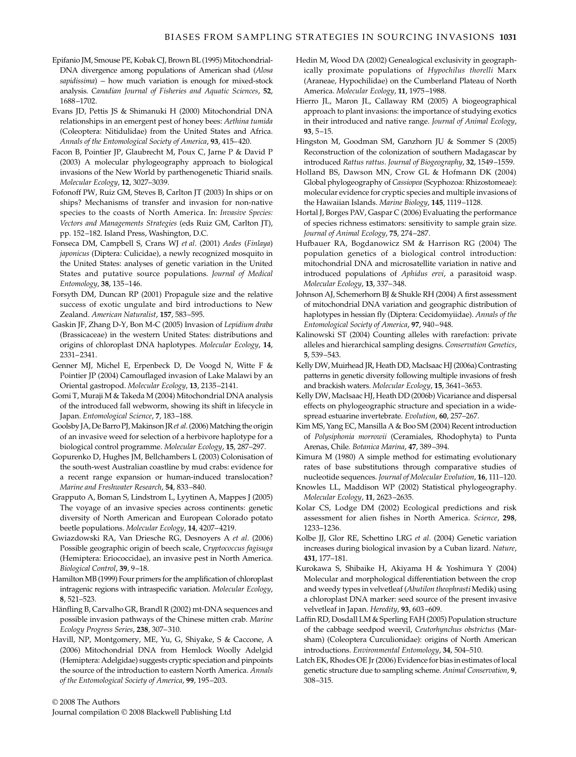Epifanio JM, Smouse PE, Kobak CJ, Brown BL (1995) Mitochondrial-DNA divergence among populations of American shad (*Alosa sapidissima*) – how much variation is enough for mixed-stock analysis. *Canadian Journal of Fisheries and Aquatic Sciences*, **52**, 1688–1702.

Evans JD, Pettis JS & Shimanuki H (2000) Mitochondrial DNA relationships in an emergent pest of honey bees: *Aethina tumida* (Coleoptera: Nitidulidae) from the United States and Africa. *Annals of the Entomological Society of America*, **93**, 415–420.

Facon B, Pointier JP, Glaubrecht M, Poux C, Jarne P & David P (2003) A molecular phylogeography approach to biological invasions of the New World by parthenogenetic Thiarid snails. *Molecular Ecology*, **12**, 3027–3039.

Fofonoff PW, Ruiz GM, Steves B, Carlton JT (2003) In ships or on ships? Mechanisms of transfer and invasion for non-native species to the coasts of North America. In: *Invasive Species: Vectors and Managements Strategies* (eds Ruiz GM, Carlton JT), pp. 152–182. Island Press, Washington, D.C.

Fonseca DM, Campbell S, Crans WJ *et al*. (2001) *Aedes* (*Finlaya*) *japonicus* (Diptera: Culicidae), a newly recognized mosquito in the United States: analyses of genetic variation in the United States and putative source populations. *Journal of Medical Entomology*, **38**, 135–146.

Forsyth DM, Duncan RP (2001) Propagule size and the relative success of exotic ungulate and bird introductions to New Zealand. *American Naturalist*, **157**, 583–595.

Gaskin JF, Zhang D-Y, Bon M-C (2005) Invasion of *Lepidium draba* (Brassicaceae) in the western United States: distributions and origins of chloroplast DNA haplotypes. *Molecular Ecology*, **14**, 2331–2341.

Genner MJ, Michel E, Erpenbeck D, De Voogd N, Witte F & Pointier JP (2004) Camouflaged invasion of Lake Malawi by an Oriental gastropod. *Molecular Ecology*, **13**, 2135–2141.

Gomi T, Muraji M & Takeda M (2004) Mitochondrial DNA analysis of the introduced fall webworm, showing its shift in lifecycle in Japan. *Entomological Science*, **7**, 183–188.

Goolsby JA, De Barro PJ, Makinson JR *et al*. (2006) Matching the origin of an invasive weed for selection of a herbivore haplotype for a biological control programme. *Molecular Ecology*, **15**, 287–297.

Gopurenko D, Hughes JM, Bellchambers L (2003) Colonisation of the south-west Australian coastline by mud crabs: evidence for a recent range expansion or human-induced translocation? *Marine and Freshwater Research*, **54**, 833–840.

Grapputo A, Boman S, Lindstrom L, Lyytinen A, Mappes J (2005) The voyage of an invasive species across continents: genetic diversity of North American and European Colorado potato beetle populations. *Molecular Ecology*, **14**, 4207–4219.

Gwiazdowski RA, Van Driesche RG, Desnoyers A *et al*. (2006) Possible geographic origin of beech scale, *Cryptococcus fagisuga* (Hemiptera: Eriococcidae), an invasive pest in North America. *Biological Control*, **39**, 9–18.

Hamilton MB (1999) Four primers for the amplification of chloroplast intragenic regions with intraspecific variation. *Molecular Ecology*, **8**, 521–523.

Hänfling B, Carvalho GR, Brandl R (2002) mt-DNA sequences and possible invasion pathways of the Chinese mitten crab. *Marine Ecology Progress Series*, **238**, 307–310.

Havill, NP, Montgomery, ME, Yu, G, Shiyake, S & Caccone, A (2006) Mitochondrial DNA from Hemlock Woolly Adelgid (Hemiptera: Adelgidae) suggests cryptic speciation and pinpoints the source of the introduction to eastern North America. *Annals of the Entomological Society of America*, **99**, 195–203.

Hedin M, Wood DA (2002) Genealogical exclusivity in geographically proximate populations of *Hypochilus thorelli* Marx (Araneae, Hypochilidae) on the Cumberland Plateau of North America. *Molecular Ecology*, **11**, 1975–1988.

Hierro JL, Maron JL, Callaway RM (2005) A biogeographical approach to plant invasions: the importance of studying exotics in their introduced and native range. *Journal of Animal Ecology*, **93**, 5–15.

Hingston M, Goodman SM, Ganzhorn JU & Sommer S (2005) Reconstruction of the colonization of southern Madagascar by introduced *Rattus rattus*. *Journal of Biogeography*, **32**, 1549–1559.

Holland BS, Dawson MN, Crow GL & Hofmann DK (2004) Global phylogeography of *Cassiopea* (Scyphozoa: Rhizostomeae): molecular evidence for cryptic species and multiple invasions of the Hawaiian Islands. *Marine Biology*, **145**, 1119–1128.

Hortal J, Borges PAV, Gaspar C (2006) Evaluating the performance of species richness estimators: sensitivity to sample grain size. *Journal of Animal Ecology*, **75**, 274–287.

Hufbauer RA, Bogdanowicz SM & Harrison RG (2004) The population genetics of a biological control introduction: mitochondrial DNA and microsatellite variation in native and introduced populations of *Aphidus ervi*, a parasitoid wasp. *Molecular Ecology*, **13**, 337–348.

Johnson AJ, Schemerhorn BJ & Shukle RH (2004) A first assessment of mitochondrial DNA variation and geographic distribution of haplotypes in hessian fly (Diptera: Cecidomyiidae). *Annals of the Entomological Society of America*, **97**, 940–948.

Kalinowski ST (2004) Counting alleles with rarefaction: private alleles and hierarchical sampling designs. *Conservation Genetics*, **5**, 539–543.

Kelly DW, Muirhead JR, Heath DD, MacIsaac HJ (2006a) Contrasting patterns in genetic diversity following multiple invasions of fresh and brackish waters. *Molecular Ecology*, **15**, 3641–3653.

Kelly DW, MacIsaac HJ, Heath DD (2006b) Vicariance and dispersal effects on phylogeographic structure and speciation in a widespread estuarine invertebrate. *Evolution*, **60**, 257–267.

Kim MS, Yang EC, Mansilla A & Boo SM (2004) Recent introduction of *Polysiphonia morrowii* (Ceramiales, Rhodophyta) to Punta Arenas, Chile. *Botanica Marina*, **47**, 389–394.

Kimura M (1980) A simple method for estimating evolutionary rates of base substitutions through comparative studies of nucleotide sequences. *Journal of Molecular Evolution*, **16**, 111–120.

Knowles LL, Maddison WP (2002) Statistical phylogeography. *Molecular Ecology*, **11**, 2623–2635.

Kolar CS, Lodge DM (2002) Ecological predictions and risk assessment for alien fishes in North America. *Science*, **298**, 1233–1236.

Kolbe JJ, Glor RE, Schettino LRG *et al*. (2004) Genetic variation increases during biological invasion by a Cuban lizard. *Nature*, **431**, 177–181.

Kurokawa S, Shibaike H, Akiyama H & Yoshimura Y (2004) Molecular and morphological differentiation between the crop and weedy types in velvetleaf (*Abutilon theophrasti* Medik) using a chloroplast DNA marker: seed source of the present invasive velvetleaf in Japan. *Heredity*, **93**, 603–609.

Laffin RD, Dosdall LM & Sperling FAH (2005) Population structure of the cabbage seedpod weevil, *Ceutorhynchus obstrictus* (Marsham) (Coleoptera Curculionidae): origins of North American introductions. *Environmental Entomology*, **34**, 504–510.

Latch EK, Rhodes OE Jr (2006) Evidence for bias in estimates of local genetic structure due to sampling scheme. *Animal Conservation*, **9**, 308–315.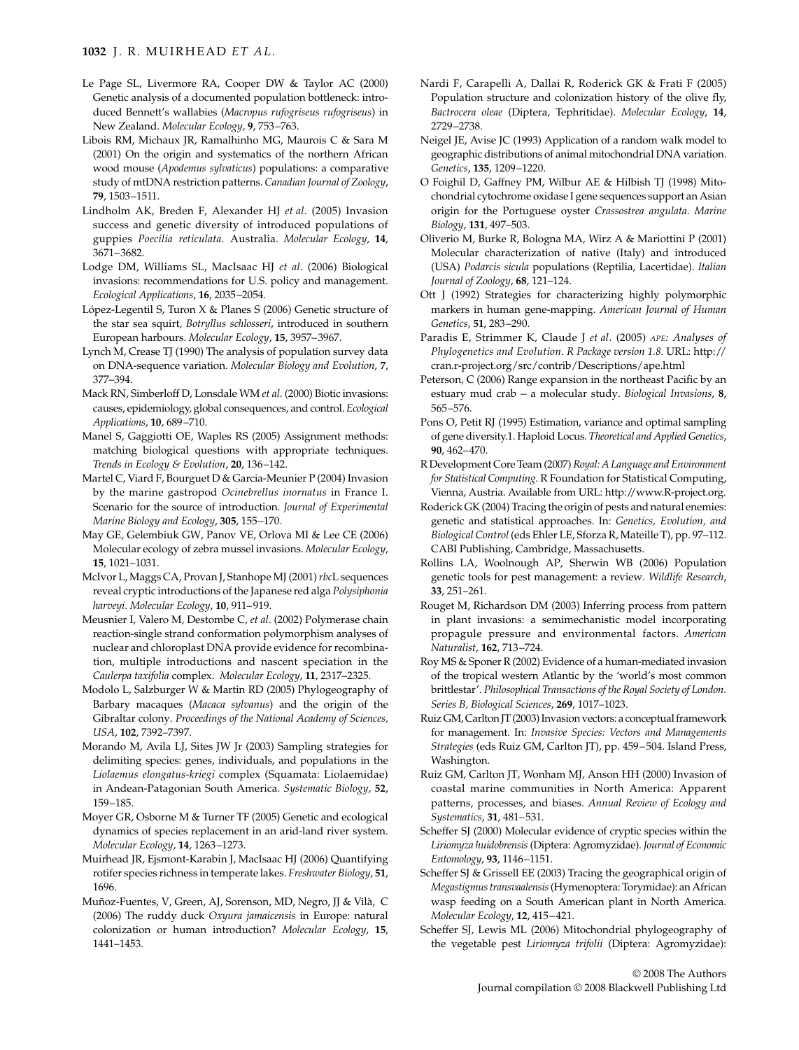Le Page SL, Livermore RA, Cooper DW & Taylor AC (2000) Genetic analysis of a documented population bottleneck: introduced Bennett's wallabies (*Macropus rufogriseus rufogriseus*) in New Zealand. *Molecular Ecology*, **9**, 753–763.

Libois RM, Michaux JR, Ramalhinho MG, Maurois C & Sara M (2001) On the origin and systematics of the northern African wood mouse (*Apodemus sylvaticus*) populations: a comparative study of mtDNA restriction patterns. *Canadian Journal of Zoology*, **79**, 1503–1511.

Lindholm AK, Breden F, Alexander HJ *et al*. (2005) Invasion success and genetic diversity of introduced populations of guppies *Poecilia reticulata*. Australia. *Molecular Ecology*, **14**, 3671–3682.

Lodge DM, Williams SL, MacIsaac HJ *et al*. (2006) Biological invasions: recommendations for U.S. policy and management. *Ecological Applications*, **16**, 2035–2054.

López-Legentil S, Turon X & Planes S (2006) Genetic structure of the star sea squirt, *Botryllus schlosseri*, introduced in southern European harbours. *Molecular Ecology*, **15**, 3957–3967.

Lynch M, Crease TJ (1990) The analysis of population survey data on DNA-sequence variation. *Molecular Biology and Evolution*, **7**, 377–394.

Mack RN, Simberloff D, Lonsdale WM *et al*. (2000) Biotic invasions: causes, epidemiology, global consequences, and control. *Ecological Applications*, **10**, 689–710.

Manel S, Gaggiotti OE, Waples RS (2005) Assignment methods: matching biological questions with appropriate techniques. *Trends in Ecology & Evolution*, **20**, 136–142.

Martel C, Viard F, Bourguet D & Garcia-Meunier P (2004) Invasion by the marine gastropod *Ocinebrellus inornatus* in France I. Scenario for the source of introduction. *Journal of Experimental Marine Biology and Ecology*, **305**, 155–170.

May GE, Gelembiuk GW, Panov VE, Orlova MI & Lee CE (2006) Molecular ecology of zebra mussel invasions. *Molecular Ecology*, **15**, 1021–1031.

McIvor L, Maggs CA, Provan J, Stanhope MJ (2001) *rbc*L sequences reveal cryptic introductions of the Japanese red alga *Polysiphonia harveyi*. *Molecular Ecology*, **10**, 911–919.

Meusnier I, Valero M, Destombe C, *et al*. (2002) Polymerase chain reaction-single strand conformation polymorphism analyses of nuclear and chloroplast DNA provide evidence for recombination, multiple introductions and nascent speciation in the *Caulerpa taxifolia* complex. *Molecular Ecology*, **11**, 2317–2325.

Modolo L, Salzburger W & Martin RD (2005) Phylogeography of Barbary macaques (*Macaca sylvanus*) and the origin of the Gibraltar colony. *Proceedings of the National Academy of Sciences, USA*, **102**, 7392–7397.

Morando M, Avila LJ, Sites JW Jr (2003) Sampling strategies for delimiting species: genes, individuals, and populations in the *Liolaemus elongatus-kriegi* complex (Squamata: Liolaemidae) in Andean-Patagonian South America. *Systematic Biology*, **52**, 159–185.

Moyer GR, Osborne M & Turner TF (2005) Genetic and ecological dynamics of species replacement in an arid-land river system. *Molecular Ecology*, **14**, 1263–1273.

Muirhead JR, Ejsmont-Karabin J, MacIsaac HJ (2006) Quantifying rotifer species richness in temperate lakes. *Freshwater Biology*, **51**, 1696.

Muñoz-Fuentes, V, Green, AJ, Sorenson, MD, Negro, JJ & Vilà, C (2006) The ruddy duck *Oxyura jamaicensis* in Europe: natural colonization or human introduction? *Molecular Ecology*, **15**, 1441–1453.

Nardi F, Carapelli A, Dallai R, Roderick GK & Frati F (2005) Population structure and colonization history of the olive fly, *Bactrocera oleae* (Diptera, Tephritidae). *Molecular Ecology*, **14**, 2729–2738.

Neigel JE, Avise JC (1993) Application of a random walk model to geographic distributions of animal mitochondrial DNA variation. *Genetics*, **135**, 1209–1220.

O Foighil D, Gaffney PM, Wilbur AE & Hilbish TJ (1998) Mitochondrial cytochrome oxidase I gene sequences support an Asian origin for the Portuguese oyster *Crassostrea angulata*. *Marine Biology*, **131**, 497–503.

Oliverio M, Burke R, Bologna MA, Wirz A & Mariottini P (2001) Molecular characterization of native (Italy) and introduced (USA) *Podarcis sicula* populations (Reptilia, Lacertidae). *Italian Journal of Zoology*, **68**, 121–124.

Ott J (1992) Strategies for characterizing highly polymorphic markers in human gene-mapping. *American Journal of Human Genetics*, **51**, 283–290.

Paradis E, Strimmer K, Claude J *et al*. (2005) *APE: Analyses of Phylogenetics and Evolution*. *R Package version 1.8*. URL: http://cran.r-project.org/src/contrib/Descriptions/ape.html

Peterson, C (2006) Range expansion in the northeast Pacific by an estuary mud crab – a molecular study. *Biological Invasions*, **8**, 565–576.

Pons O, Petit RJ (1995) Estimation, variance and optimal sampling of gene diversity.1. Haploid Locus. *Theoretical and Applied Genetics*, **90**, 462–470.

R Development Core Team (2007) *Royal: A Language and Environment for Statistical Computing*. R Foundation for Statistical Computing, Vienna, Austria. Available from URL: http://www.R-project.org.

Roderick GK (2004) Tracing the origin of pests and natural enemies: genetic and statistical approaches. In: *Genetics, Evolution, and Biological Control* (eds Ehler LE, Sforza R, Mateille T), pp. 97–112. CABI Publishing, Cambridge, Massachusetts.

Rollins LA, Woolnough AP, Sherwin WB (2006) Population genetic tools for pest management: a review. *Wildlife Research*, **33**, 251–261.

Rouget M, Richardson DM (2003) Inferring process from pattern in plant invasions: a semimechanistic model incorporating propagule pressure and environmental factors. *American Naturalist*, **162**, 713–724.

Roy MS & Sponer R (2002) Evidence of a human-mediated invasion of the tropical western Atlantic by the 'world's most common brittlestar'. *Philosophical Transactions of the Royal Society of London. Series B, Biological Sciences*, **269**, 1017–1023.

Ruiz GM, Carlton JT (2003) Invasion vectors: a conceptual framework for management. In: *Invasive Species: Vectors and Managements Strategies* (eds Ruiz GM, Carlton JT), pp. 459–504. Island Press, Washington.

Ruiz GM, Carlton JT, Wonham MJ, Anson HH (2000) Invasion of coastal marine communities in North America: Apparent patterns, processes, and biases. *Annual Review of Ecology and Systematics*, **31**, 481–531.

Scheffer SJ (2000) Molecular evidence of cryptic species within the *Liriomyza huidobrensis* (Diptera: Agromyzidae). *Journal of Economic Entomology*, **93**, 1146–1151.

Scheffer SJ & Grissell EE (2003) Tracing the geographical origin of *Megastigmus transvaalensis* (Hymenoptera: Torymidae): an African wasp feeding on a South American plant in North America. *Molecular Ecology*, **12**, 415–421.

Scheffer SJ, Lewis ML (2006) Mitochondrial phylogeography of the vegetable pest *Liriomyza trifolii* (Diptera: Agromyzidae):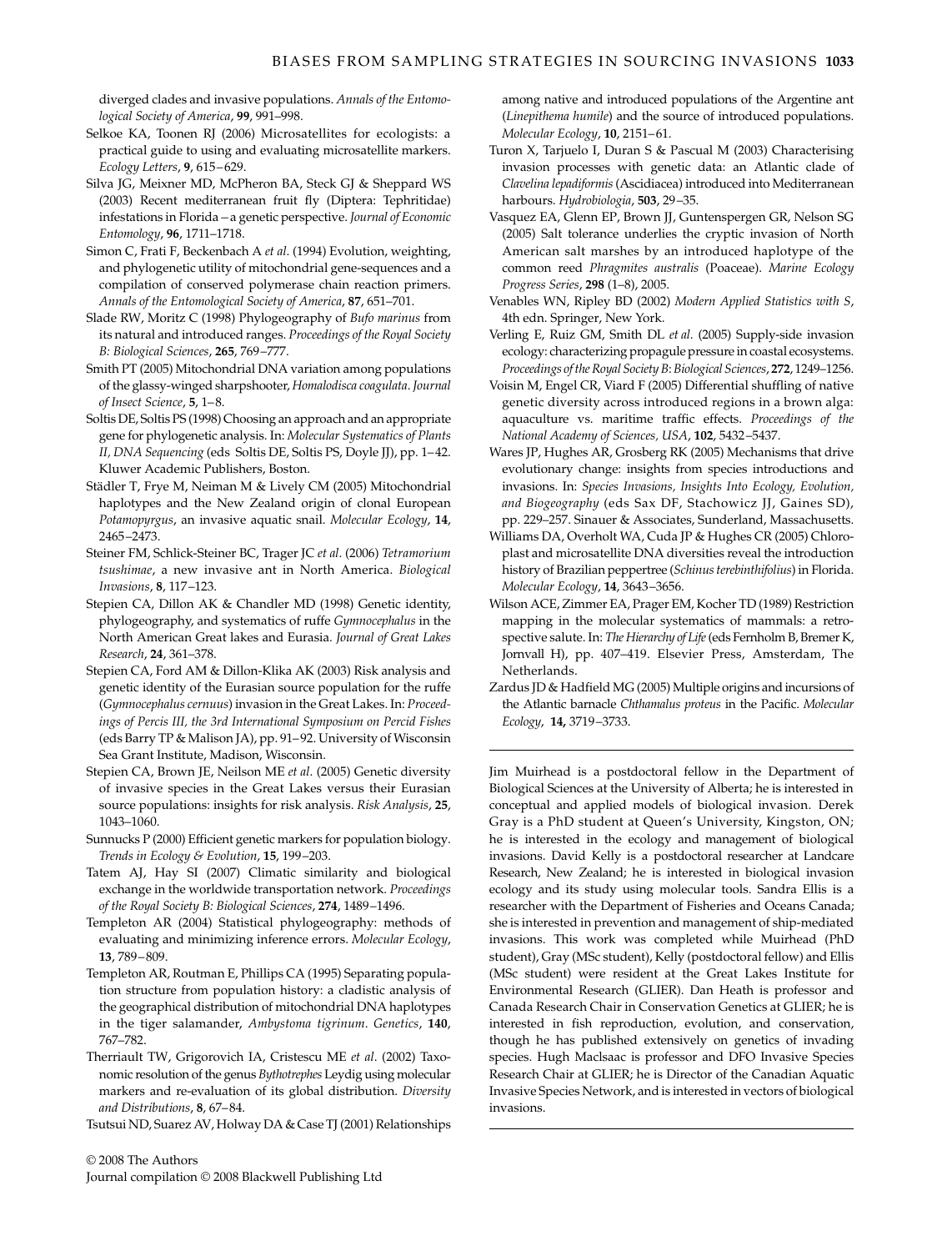diverged clades and invasive populations. *Annals of the Entomological Society of America*, **99**, 991–998.

Selkoe KA, Toonen RJ (2006) Microsatellites for ecologists: a practical guide to using and evaluating microsatellite markers. *Ecology Letters*, **9**, 615–629.

Silva JG, Meixner MD, McPheron BA, Steck GJ & Sheppard WS (2003) Recent mediterranean fruit fly (Diptera: Tephritidae) infestations in Florida — a genetic perspective. *Journal of Economic Entomology*, **96**, 1711–1718.

Simon C, Frati F, Beckenbach A *et al*. (1994) Evolution, weighting, and phylogenetic utility of mitochondrial gene-sequences and a compilation of conserved polymerase chain reaction primers. *Annals of the Entomological Society of America*, **87**, 651–701.

Slade RW, Moritz C (1998) Phylogeography of *Bufo marinus* from its natural and introduced ranges. *Proceedings of the Royal Society B: Biological Sciences*, **265**, 769–777.

Smith PT (2005) Mitochondrial DNA variation among populations of the glassy-winged sharpshooter, *Homalodisca coagulata*. *Journal of Insect Science*, **5**, 1–8.

Soltis DE, Soltis PS (1998) Choosing an approach and an appropriate gene for phylogenetic analysis. In: *Molecular Systematics of Plants II, DNA Sequencing* (eds Soltis DE, Soltis PS, Doyle JJ), pp. 1–42. Kluwer Academic Publishers, Boston.

Städler T, Frye M, Neiman M & Lively CM (2005) Mitochondrial haplotypes and the New Zealand origin of clonal European *Potamopyrgus*, an invasive aquatic snail. *Molecular Ecology*, **14**, 2465–2473.

Steiner FM, Schlick-Steiner BC, Trager JC *et al*. (2006) *Tetramorium tsushimae*, a new invasive ant in North America. *Biological Invasions*, **8**, 117–123.

Stepien CA, Dillon AK & Chandler MD (1998) Genetic identity, phylogeography, and systematics of ruffe *Gymnocephalus* in the North American Great lakes and Eurasia. *Journal of Great Lakes Research*, **24**, 361–378.

Stepien CA, Ford AM & Dillon-Klika AK (2003) Risk analysis and genetic identity of the Eurasian source population for the ruffe (*Gymnocephalus cernuus*) invasion in the Great Lakes. In: *Proceedings of Percis III, the 3rd International Symposium on Percid Fishes* (eds Barry TP & Malison JA), pp. 91–92. University of Wisconsin Sea Grant Institute, Madison, Wisconsin.

Stepien CA, Brown JE, Neilson ME *et al*. (2005) Genetic diversity of invasive species in the Great Lakes versus their Eurasian source populations: insights for risk analysis. *Risk Analysis*, **25**, 1043–1060.

Sunnucks P (2000) Efficient genetic markers for population biology. *Trends in Ecology & Evolution*, **15**, 199–203.

Tatem AJ, Hay SI (2007) Climatic similarity and biological exchange in the worldwide transportation network. *Proceedings of the Royal Society B: Biological Sciences*, **274**, 1489–1496.

Templeton AR (2004) Statistical phylogeography: methods of evaluating and minimizing inference errors. *Molecular Ecology*, **13**, 789–809.

Templeton AR, Routman E, Phillips CA (1995) Separating population structure from population history: a cladistic analysis of the geographical distribution of mitochondrial DNA haplotypes in the tiger salamander, *Ambystoma tigrinum*. *Genetics*, **140**, 767–782.

Therriault TW, Grigorovich IA, Cristescu ME *et al*. (2002) Taxonomic resolution of the genus *Bythotrephes* Leydig using molecular markers and re-evaluation of its global distribution. *Diversity and Distributions*, **8**, 67–84.

Tsutsui ND, Suarez AV, Holway DA & Case TJ (2001) Relationships among native and introduced populations of the Argentine ant (*Linepithema humile*) and the source of introduced populations. *Molecular Ecology*, **10**, 2151–61.

Turon X, Tarjuelo I, Duran S & Pascual M (2003) Characterising invasion processes with genetic data: an Atlantic clade of *Clavelina lepadiformis* (Ascidiacea) introduced into Mediterranean harbours. *Hydrobiologia*, **503**, 29–35.

Vasquez EA, Glenn EP, Brown JJ, Guntenspergen GR, Nelson SG (2005) Salt tolerance underlies the cryptic invasion of North American salt marshes by an introduced haplotype of the common reed *Phragmites australis* (Poaceae). *Marine Ecology Progress Series*, **298** (1–8), 2005.

Venables WN, Ripley BD (2002) *Modern Applied Statistics with S*, 4th edn. Springer, New York.

Verling E, Ruiz GM, Smith DL *et al*. (2005) Supply-side invasion ecology: characterizing propagule pressure in coastal ecosystems. *Proceedings of the Royal Society B: Biological Sciences*, **272**, 1249–1256.

Voisin M, Engel CR, Viard F (2005) Differential shuffling of native genetic diversity across introduced regions in a brown alga: aquaculture vs. maritime traffic effects. *Proceedings of the National Academy of Sciences, USA*, **102**, 5432–5437.

Wares JP, Hughes AR, Grosberg RK (2005) Mechanisms that drive evolutionary change: insights from species introductions and invasions. In: *Species Invasions, Insights Into Ecology, Evolution, and Biogeography* (eds Sax DF, Stachowicz JJ, Gaines SD), pp. 229–257. Sinauer & Associates, Sunderland, Massachusetts.

Williams DA, Overholt WA, Cuda JP & Hughes CR (2005) Chloroplast and microsatellite DNA diversities reveal the introduction history of Brazilian peppertree (*Schinus terebinthifolius*) in Florida. *Molecular Ecology*, **14**, 3643–3656.

Wilson ACE, Zimmer EA, Prager EM, Kocher TD (1989) Restriction mapping in the molecular systematics of mammals: a retrospective salute. In: *The Hierarchy of Life* (eds Fernholm B, Bremer K, Jornvall H), pp. 407–419. Elsevier Press, Amsterdam, The Netherlands.

Zardus JD & Hadfield MG (2005) Multiple origins and incursions of the Atlantic barnacle *Chthamalus proteus* in the Pacific. *Molecular Ecology*, **14,** 3719–3733.

---

Jim Muirhead is a postdoctoral fellow in the Department of Biological Sciences at the University of Alberta; he is interested in conceptual and applied models of biological invasion. Derek Gray is a PhD student at Queen's University, Kingston, ON; he is interested in the ecology and management of biological invasions. David Kelly is a postdoctoral researcher at Landcare Research, New Zealand; he is interested in biological invasion ecology and its study using molecular tools. Sandra Ellis is a researcher with the Department of Fisheries and Oceans Canada; she is interested in prevention and management of ship-mediated invasions. This work was completed while Muirhead (PhD student), Gray (MSc student), Kelly (postdoctoral fellow) and Ellis (MSc student) were resident at the Great Lakes Institute for Environmental Research (GLIER). Dan Heath is professor and Canada Research Chair in Conservation Genetics at GLIER; he is interested in fish reproduction, evolution, and conservation, though he has published extensively on genetics of invading species. Hugh MacIsaac is professor and DFO Invasive Species Research Chair at GLIER; he is Director of the Canadian Aquatic Invasive Species Network, and is interested in vectors of biological invasions.

---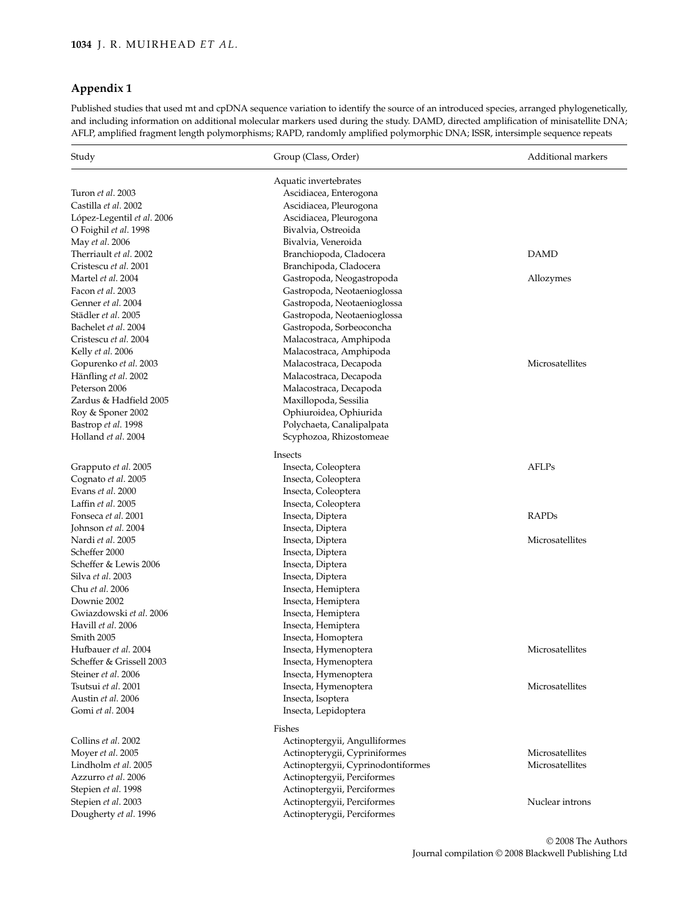## Appendix 1

Published studies that used mt and cpDNA sequence variation to identify the source of an introduced species, arranged phylogenetically, and including information on additional molecular markers used during the study. DAMD, directed amplification of minisatellite DNA; AFLP, amplified fragment length polymorphisms; RAPD, randomly amplified polymorphic DNA; ISSR, intersimple sequence repeats

| Study | Group (Class, Order) | Additional markers |
|---|---|---|
| | Aquatic invertebrates | |
| Turon *et al*. 2003 | Ascidiacea, Enterogona | |
| Castilla *et al*. 2002 | Ascidiacea, Pleurogona | |
| López-Legentil *et al*. 2006 | Ascidiacea, Pleurogona | |
| O Foighil *et al*. 1998 | Bivalvia, Ostreoida | |
| May *et al*. 2006 | Bivalvia, Veneroida | |
| Therriault *et al*. 2002 | Branchiopoda, Cladocera | DAMD |
| Cristescu *et al*. 2001 | Branchipoda, Cladocera | |
| Martel *et al*. 2004 | Gastropoda, Neogastropoda | Allozymes |
| Facon *et al*. 2003 | Gastropoda, Neotaenioglossa | |
| Genner *et al*. 2004 | Gastropoda, Neotaenioglossa | |
| Städler *et al*. 2005 | Gastropoda, Neotaenioglossa | |
| Bachelet *et al*. 2004 | Gastropoda, Sorbeoconcha | |
| Cristescu *et al*. 2004 | Malacostraca, Amphipoda | |
| Kelly *et al*. 2006 | Malacostraca, Amphipoda | |
| Gopurenko *et al*. 2003 | Malacostraca, Decapoda | Microsatellites |
| Hänfling *et al*. 2002 | Malacostraca, Decapoda | |
| Peterson 2006 | Malacostraca, Decapoda | |
| Zardus & Hadfield 2005 | Maxillopoda, Sessilia | |
| Roy & Sponer 2002 | Ophiuroidea, Ophiurida | |
| Bastrop *et al*. 1998 | Polychaeta, Canalipalpata | |
| Holland *et al*. 2004 | Scyphozoa, Rhizostomeae | |
| | Insects | |
| Grapputo *et al*. 2005 | Insecta, Coleoptera | AFLPs |
| Cognato *et al*. 2005 | Insecta, Coleoptera | |
| Evans *et al*. 2000 | Insecta, Coleoptera | |
| Laffin *et al*. 2005 | Insecta, Coleoptera | |
| Fonseca *et al*. 2001 | Insecta, Diptera | RAPDs |
| Johnson *et al*. 2004 | Insecta, Diptera | |
| Nardi *et al*. 2005 | Insecta, Diptera | Microsatellites |
| Scheffer 2000 | Insecta, Diptera | |
| Scheffer & Lewis 2006 | Insecta, Diptera | |
| Silva *et al*. 2003 | Insecta, Diptera | |
| Chu *et al*. 2006 | Insecta, Hemiptera | |
| Downie 2002 | Insecta, Hemiptera | |
| Gwiazdowski *et al*. 2006 | Insecta, Hemiptera | |
| Havill *et al*. 2006 | Insecta, Hemiptera | |
| Smith 2005 | Insecta, Homoptera | |
| Hufbauer *et al*. 2004 | Insecta, Hymenoptera | Microsatellites |
| Scheffer & Grissell 2003 | Insecta, Hymenoptera | |
| Steiner *et al*. 2006 | Insecta, Hymenoptera | |
| Tsutsui *et al*. 2001 | Insecta, Hymenoptera | Microsatellites |
| Austin *et al*. 2006 | Insecta, Isoptera | |
| Gomi *et al*. 2004 | Insecta, Lepidoptera | |
| | Fishes | |
| Collins *et al*. 2002 | Actinoptergyii, Angulliformes | |
| Moyer *et al*. 2005 | Actinopterygii, Cypriniformes | Microsatellites |
| Lindholm *et al*. 2005 | Actinopterygii, Cyprinodontiformes | Microsatellites |
| Azzurro *et al*. 2006 | Actinopterygii, Perciformes | |
| Stepien *et al*. 1998 | Actinopterygii, Perciformes | |
| Stepien *et al*. 2003 | Actinopterygii, Perciformes | Nuclear introns |
| Dougherty *et al*. 1996 | Actinopterygii, Perciformes | |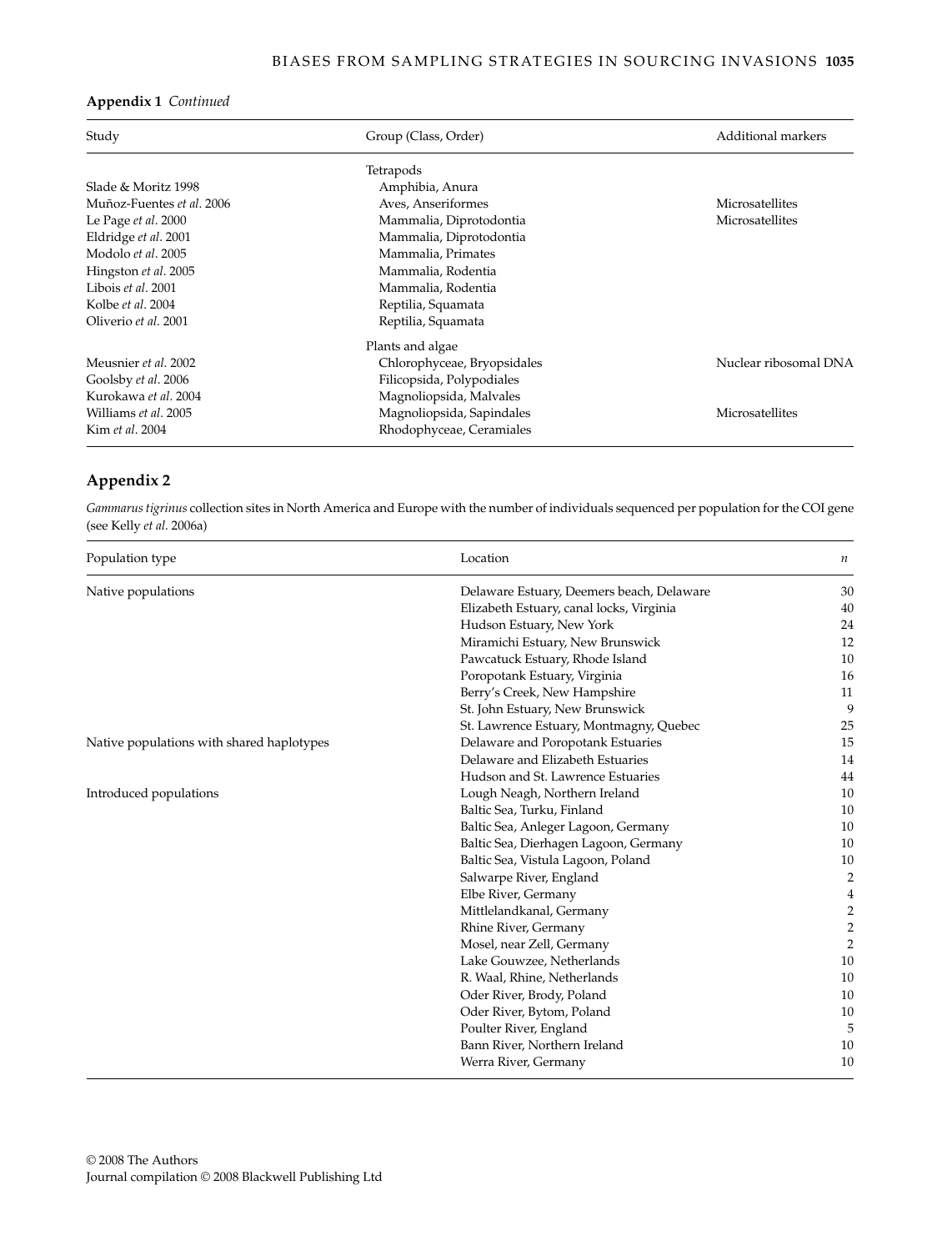**Appendix 1** *Continued*

| Study | Group (Class, Order) | Additional markers |
|---|---|---|
| | Tetrapods | |
| Slade & Moritz 1998 | Amphibia, Anura | |
| Muñoz-Fuentes *et al*. 2006 | Aves, Anseriformes | Microsatellites |
| Le Page *et al*. 2000 | Mammalia, Diprotodontia | Microsatellites |
| Eldridge *et al*. 2001 | Mammalia, Diprotodontia | |
| Modolo *et al*. 2005 | Mammalia, Primates | |
| Hingston *et al*. 2005 | Mammalia, Rodentia | |
| Libois *et al*. 2001 | Mammalia, Rodentia | |
| Kolbe *et al*. 2004 | Reptilia, Squamata | |
| Oliverio *et al*. 2001 | Reptilia, Squamata | |
| | Plants and algae | |
| Meusnier *et al*. 2002 | Chlorophyceae, Bryopsidales | Nuclear ribosomal DNA |
| Goolsby *et al*. 2006 | Filicopsida, Polypodiales | |
| Kurokawa *et al*. 2004 | Magnoliopsida, Malvales | |
| Williams *et al*. 2005 | Magnoliopsida, Sapindales | Microsatellites |
| Kim *et al*. 2004 | Rhodophyceae, Ceramiales | |

## Appendix 2

*Gammarus tigrinus* collection sites in North America and Europe with the number of individuals sequenced per population for the COI gene (see Kelly *et al*. 2006a)

| Population type | Location | *n* |
|---|---|---|
| Native populations | Delaware Estuary, Deemers beach, Delaware | 30 |
| | Elizabeth Estuary, canal locks, Virginia | 40 |
| | Hudson Estuary, New York | 24 |
| | Miramichi Estuary, New Brunswick | 12 |
| | Pawcatuck Estuary, Rhode Island | 10 |
| | Poropotank Estuary, Virginia | 16 |
| | Berry's Creek, New Hampshire | 11 |
| | St. John Estuary, New Brunswick | 9 |
| | St. Lawrence Estuary, Montmagny, Quebec | 25 |
| Native populations with shared haplotypes | Delaware and Poropotank Estuaries | 15 |
| | Delaware and Elizabeth Estuaries | 14 |
| | Hudson and St. Lawrence Estuaries | 44 |
| Introduced populations | Lough Neagh, Northern Ireland | 10 |
| | Baltic Sea, Turku, Finland | 10 |
| | Baltic Sea, Anleger Lagoon, Germany | 10 |
| | Baltic Sea, Dierhagen Lagoon, Germany | 10 |
| | Baltic Sea, Vistula Lagoon, Poland | 10 |
| | Salwarpe River, England | 2 |
| | Elbe River, Germany | 4 |
| | Mittlelandkanal, Germany | 2 |
| | Rhine River, Germany | 2 |
| | Mosel, near Zell, Germany | 2 |
| | Lake Gouwzee, Netherlands | 10 |
| | R. Waal, Rhine, Netherlands | 10 |
| | Oder River, Brody, Poland | 10 |
| | Oder River, Bytom, Poland | 10 |
| | Poulter River, England | 5 |
| | Bann River, Northern Ireland | 10 |
| | Werra River, Germany | 10 |

© 2008 The Authors
Journal compilation © 2008 Blackwell Publishing Ltd